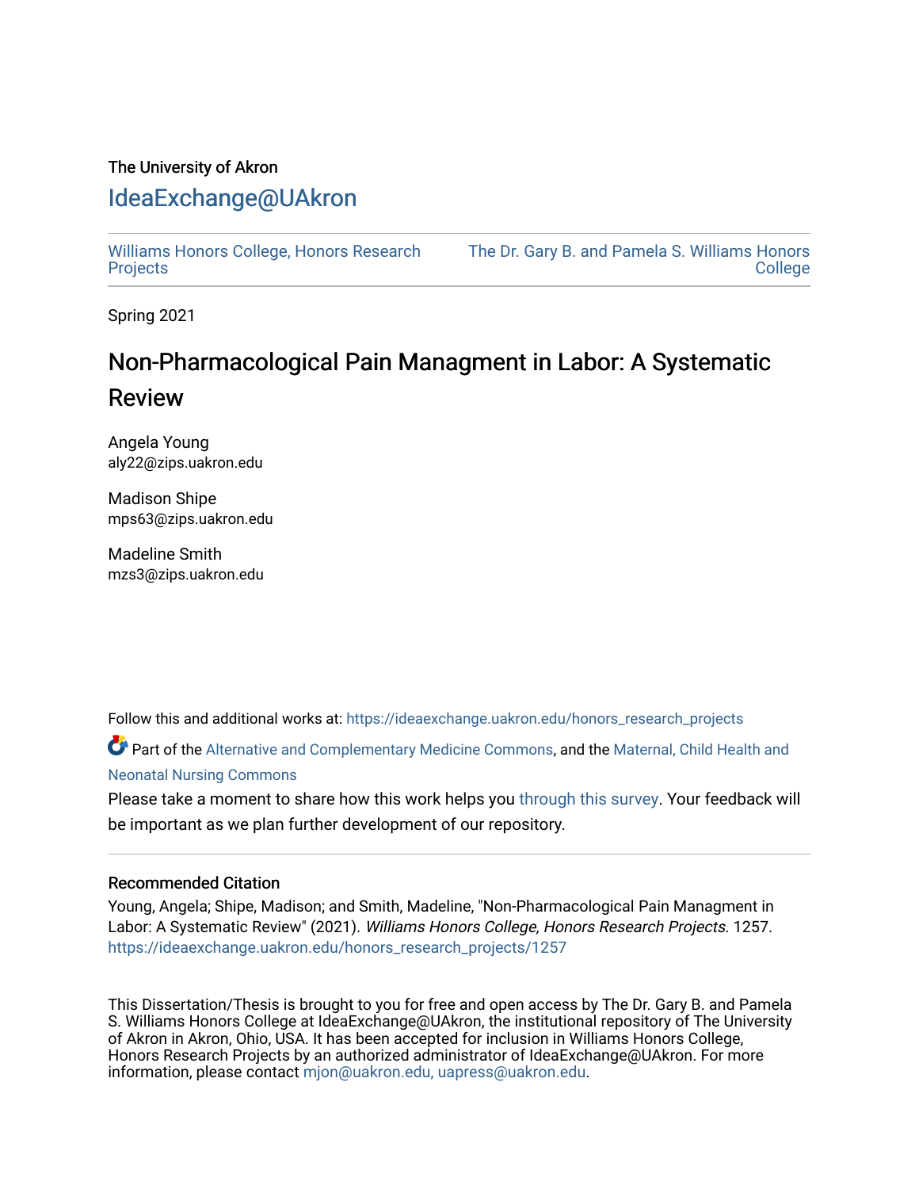The University of Akron

# IdeaExchange@UAkron

Williams Honors College, Honors Research Projects

The Dr. Gary B. and Pamela S. Williams Honors College

Spring 2021

# Non-Pharmacological Pain Managment in Labor: A Systematic Review

Angela Young
aly22@zips.uakron.edu

Madison Shipe
mps63@zips.uakron.edu

Madeline Smith
mzs3@zips.uakron.edu

Follow this and additional works at: https://ideaexchange.uakron.edu/honors_research_projects

Part of the Alternative and Complementary Medicine Commons, and the Maternal, Child Health and Neonatal Nursing Commons

Please take a moment to share how this work helps you through this survey. Your feedback will be important as we plan further development of our repository.

### Recommended Citation

Young, Angela; Shipe, Madison; and Smith, Madeline, "Non-Pharmacological Pain Managment in Labor: A Systematic Review" (2021). *Williams Honors College, Honors Research Projects*. 1257.
https://ideaexchange.uakron.edu/honors_research_projects/1257

This Dissertation/Thesis is brought to you for free and open access by The Dr. Gary B. and Pamela S. Williams Honors College at IdeaExchange@UAkron, the institutional repository of The University of Akron in Akron, Ohio, USA. It has been accepted for inclusion in Williams Honors College, Honors Research Projects by an authorized administrator of IdeaExchange@UAkron. For more information, please contact mjon@uakron.edu, uapress@uakron.edu.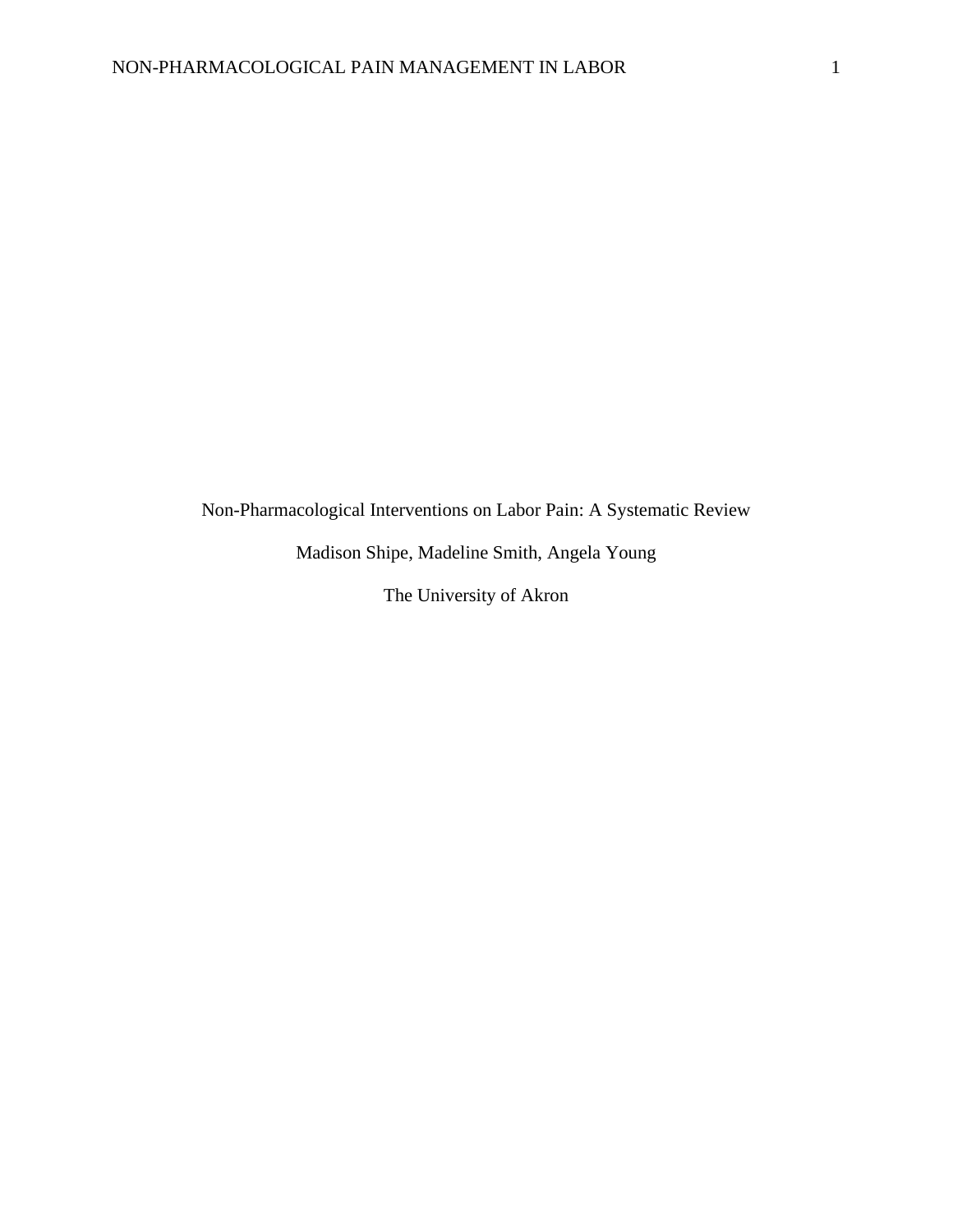# Non-Pharmacological Interventions on Labor Pain: A Systematic Review

Madison Shipe, Madeline Smith, Angela Young

The University of Akron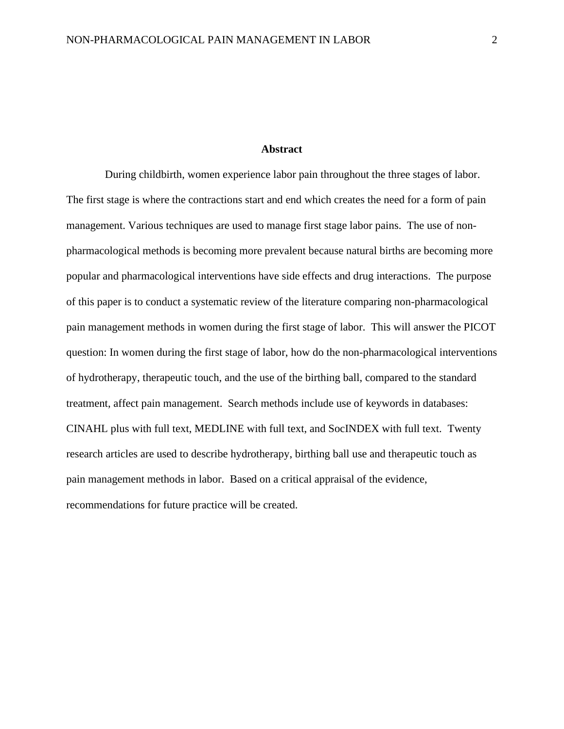# Abstract

During childbirth, women experience labor pain throughout the three stages of labor. The first stage is where the contractions start and end which creates the need for a form of pain management. Various techniques are used to manage first stage labor pains. The use of non-pharmacological methods is becoming more prevalent because natural births are becoming more popular and pharmacological interventions have side effects and drug interactions. The purpose of this paper is to conduct a systematic review of the literature comparing non-pharmacological pain management methods in women during the first stage of labor. This will answer the PICOT question: In women during the first stage of labor, how do the non-pharmacological interventions of hydrotherapy, therapeutic touch, and the use of the birthing ball, compared to the standard treatment, affect pain management. Search methods include use of keywords in databases: CINAHL plus with full text, MEDLINE with full text, and SocINDEX with full text. Twenty research articles are used to describe hydrotherapy, birthing ball use and therapeutic touch as pain management methods in labor. Based on a critical appraisal of the evidence, recommendations for future practice will be created.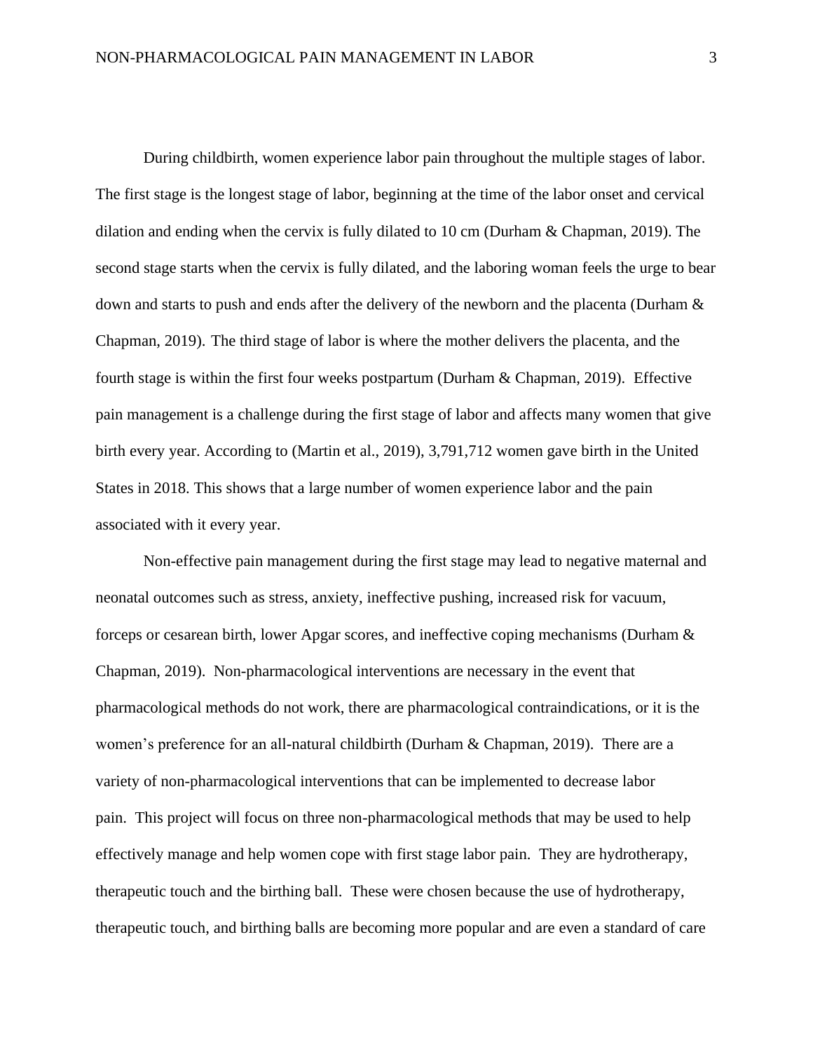During childbirth, women experience labor pain throughout the multiple stages of labor. The first stage is the longest stage of labor, beginning at the time of the labor onset and cervical dilation and ending when the cervix is fully dilated to 10 cm (Durham & Chapman, 2019). The second stage starts when the cervix is fully dilated, and the laboring woman feels the urge to bear down and starts to push and ends after the delivery of the newborn and the placenta (Durham & Chapman, 2019). The third stage of labor is where the mother delivers the placenta, and the fourth stage is within the first four weeks postpartum (Durham & Chapman, 2019). Effective pain management is a challenge during the first stage of labor and affects many women that give birth every year. According to (Martin et al., 2019), 3,791,712 women gave birth in the United States in 2018. This shows that a large number of women experience labor and the pain associated with it every year.

Non-effective pain management during the first stage may lead to negative maternal and neonatal outcomes such as stress, anxiety, ineffective pushing, increased risk for vacuum, forceps or cesarean birth, lower Apgar scores, and ineffective coping mechanisms (Durham & Chapman, 2019). Non-pharmacological interventions are necessary in the event that pharmacological methods do not work, there are pharmacological contraindications, or it is the women's preference for an all-natural childbirth (Durham & Chapman, 2019). There are a variety of non-pharmacological interventions that can be implemented to decrease labor pain. This project will focus on three non-pharmacological methods that may be used to help effectively manage and help women cope with first stage labor pain. They are hydrotherapy, therapeutic touch and the birthing ball. These were chosen because the use of hydrotherapy, therapeutic touch, and birthing balls are becoming more popular and are even a standard of care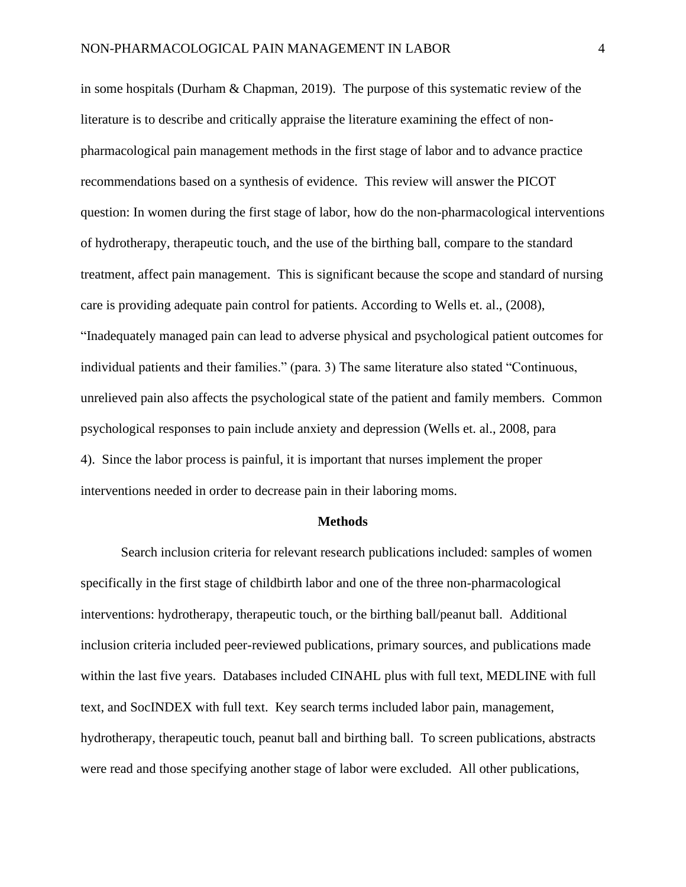in some hospitals (Durham & Chapman, 2019). The purpose of this systematic review of the literature is to describe and critically appraise the literature examining the effect of non-pharmacological pain management methods in the first stage of labor and to advance practice recommendations based on a synthesis of evidence. This review will answer the PICOT question: In women during the first stage of labor, how do the non-pharmacological interventions of hydrotherapy, therapeutic touch, and the use of the birthing ball, compare to the standard treatment, affect pain management. This is significant because the scope and standard of nursing care is providing adequate pain control for patients. According to Wells et. al., (2008), "Inadequately managed pain can lead to adverse physical and psychological patient outcomes for individual patients and their families." (para. 3) The same literature also stated "Continuous, unrelieved pain also affects the psychological state of the patient and family members. Common psychological responses to pain include anxiety and depression (Wells et. al., 2008, para 4). Since the labor process is painful, it is important that nurses implement the proper interventions needed in order to decrease pain in their laboring moms.

## Methods

Search inclusion criteria for relevant research publications included: samples of women specifically in the first stage of childbirth labor and one of the three non-pharmacological interventions: hydrotherapy, therapeutic touch, or the birthing ball/peanut ball. Additional inclusion criteria included peer-reviewed publications, primary sources, and publications made within the last five years. Databases included CINAHL plus with full text, MEDLINE with full text, and SocINDEX with full text. Key search terms included labor pain, management, hydrotherapy, therapeutic touch, peanut ball and birthing ball. To screen publications, abstracts were read and those specifying another stage of labor were excluded. All other publications,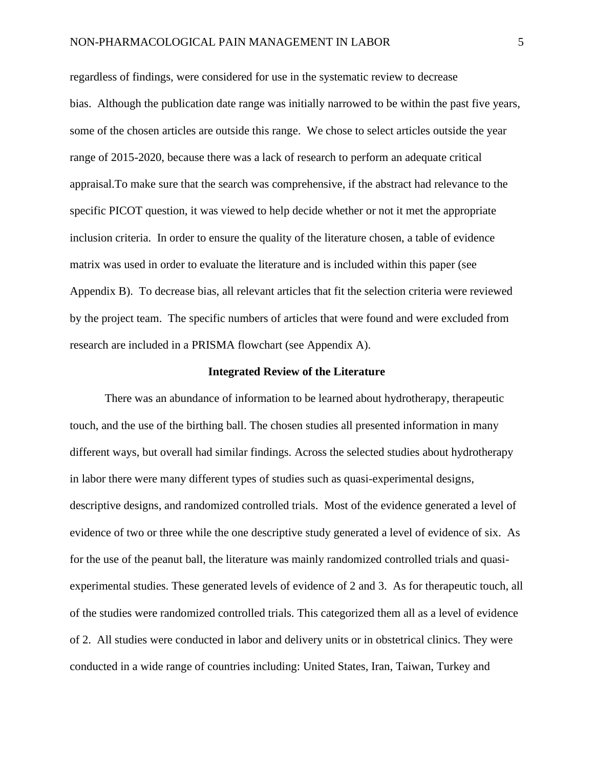regardless of findings, were considered for use in the systematic review to decrease bias. Although the publication date range was initially narrowed to be within the past five years, some of the chosen articles are outside this range. We chose to select articles outside the year range of 2015-2020, because there was a lack of research to perform an adequate critical appraisal.To make sure that the search was comprehensive, if the abstract had relevance to the specific PICOT question, it was viewed to help decide whether or not it met the appropriate inclusion criteria. In order to ensure the quality of the literature chosen, a table of evidence matrix was used in order to evaluate the literature and is included within this paper (see Appendix B). To decrease bias, all relevant articles that fit the selection criteria were reviewed by the project team. The specific numbers of articles that were found and were excluded from research are included in a PRISMA flowchart (see Appendix A).

## Integrated Review of the Literature

There was an abundance of information to be learned about hydrotherapy, therapeutic touch, and the use of the birthing ball. The chosen studies all presented information in many different ways, but overall had similar findings. Across the selected studies about hydrotherapy in labor there were many different types of studies such as quasi-experimental designs, descriptive designs, and randomized controlled trials. Most of the evidence generated a level of evidence of two or three while the one descriptive study generated a level of evidence of six. As for the use of the peanut ball, the literature was mainly randomized controlled trials and quasi-experimental studies. These generated levels of evidence of 2 and 3. As for therapeutic touch, all of the studies were randomized controlled trials. This categorized them all as a level of evidence of 2. All studies were conducted in labor and delivery units or in obstetrical clinics. They were conducted in a wide range of countries including: United States, Iran, Taiwan, Turkey and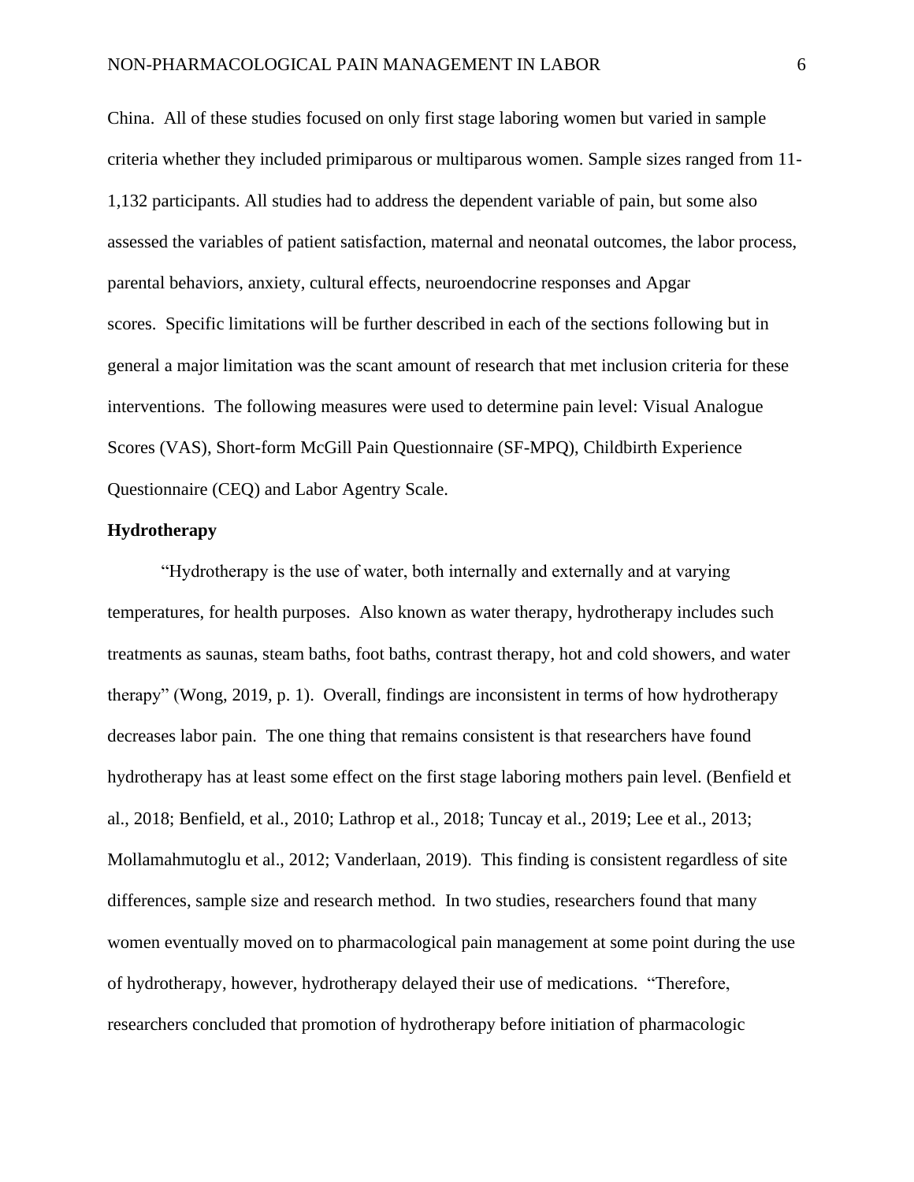China. All of these studies focused on only first stage laboring women but varied in sample criteria whether they included primiparous or multiparous women. Sample sizes ranged from 11-1,132 participants. All studies had to address the dependent variable of pain, but some also assessed the variables of patient satisfaction, maternal and neonatal outcomes, the labor process, parental behaviors, anxiety, cultural effects, neuroendocrine responses and Apgar scores. Specific limitations will be further described in each of the sections following but in general a major limitation was the scant amount of research that met inclusion criteria for these interventions. The following measures were used to determine pain level: Visual Analogue Scores (VAS), Short-form McGill Pain Questionnaire (SF-MPQ), Childbirth Experience Questionnaire (CEQ) and Labor Agentry Scale.

**Hydrotherapy**

"Hydrotherapy is the use of water, both internally and externally and at varying temperatures, for health purposes. Also known as water therapy, hydrotherapy includes such treatments as saunas, steam baths, foot baths, contrast therapy, hot and cold showers, and water therapy" (Wong, 2019, p. 1). Overall, findings are inconsistent in terms of how hydrotherapy decreases labor pain. The one thing that remains consistent is that researchers have found hydrotherapy has at least some effect on the first stage laboring mothers pain level. (Benfield et al., 2018; Benfield, et al., 2010; Lathrop et al., 2018; Tuncay et al., 2019; Lee et al., 2013; Mollamahmutoglu et al., 2012; Vanderlaan, 2019). This finding is consistent regardless of site differences, sample size and research method. In two studies, researchers found that many women eventually moved on to pharmacological pain management at some point during the use of hydrotherapy, however, hydrotherapy delayed their use of medications. "Therefore, researchers concluded that promotion of hydrotherapy before initiation of pharmacologic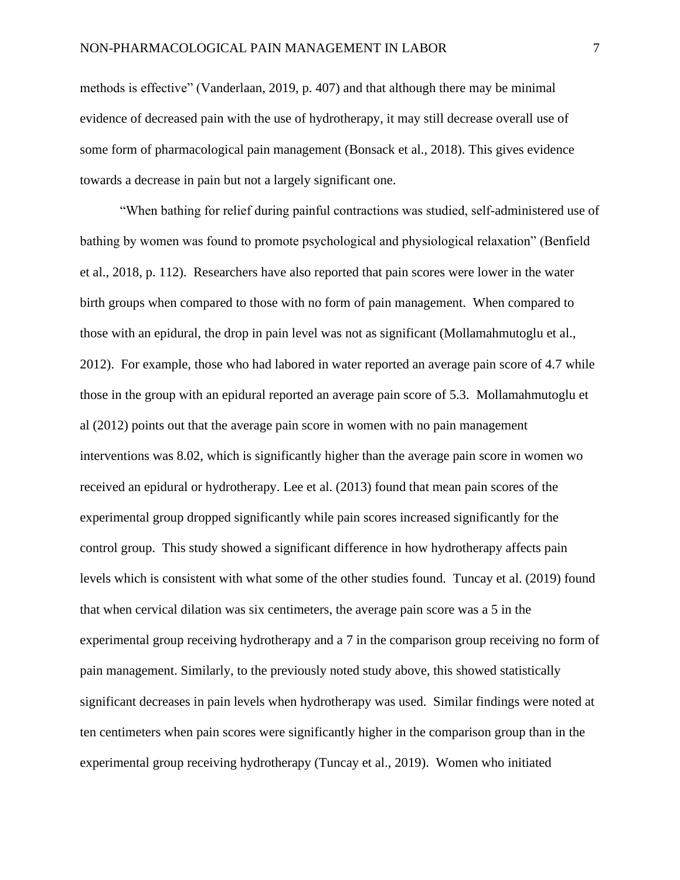methods is effective" (Vanderlaan, 2019, p. 407) and that although there may be minimal evidence of decreased pain with the use of hydrotherapy, it may still decrease overall use of some form of pharmacological pain management (Bonsack et al., 2018). This gives evidence towards a decrease in pain but not a largely significant one.

"When bathing for relief during painful contractions was studied, self-administered use of bathing by women was found to promote psychological and physiological relaxation" (Benfield et al., 2018, p. 112). Researchers have also reported that pain scores were lower in the water birth groups when compared to those with no form of pain management. When compared to those with an epidural, the drop in pain level was not as significant (Mollamahmutoglu et al., 2012). For example, those who had labored in water reported an average pain score of 4.7 while those in the group with an epidural reported an average pain score of 5.3. Mollamahmutoglu et al (2012) points out that the average pain score in women with no pain management interventions was 8.02, which is significantly higher than the average pain score in women wo received an epidural or hydrotherapy. Lee et al. (2013) found that mean pain scores of the experimental group dropped significantly while pain scores increased significantly for the control group. This study showed a significant difference in how hydrotherapy affects pain levels which is consistent with what some of the other studies found. Tuncay et al. (2019) found that when cervical dilation was six centimeters, the average pain score was a 5 in the experimental group receiving hydrotherapy and a 7 in the comparison group receiving no form of pain management. Similarly, to the previously noted study above, this showed statistically significant decreases in pain levels when hydrotherapy was used. Similar findings were noted at ten centimeters when pain scores were significantly higher in the comparison group than in the experimental group receiving hydrotherapy (Tuncay et al., 2019). Women who initiated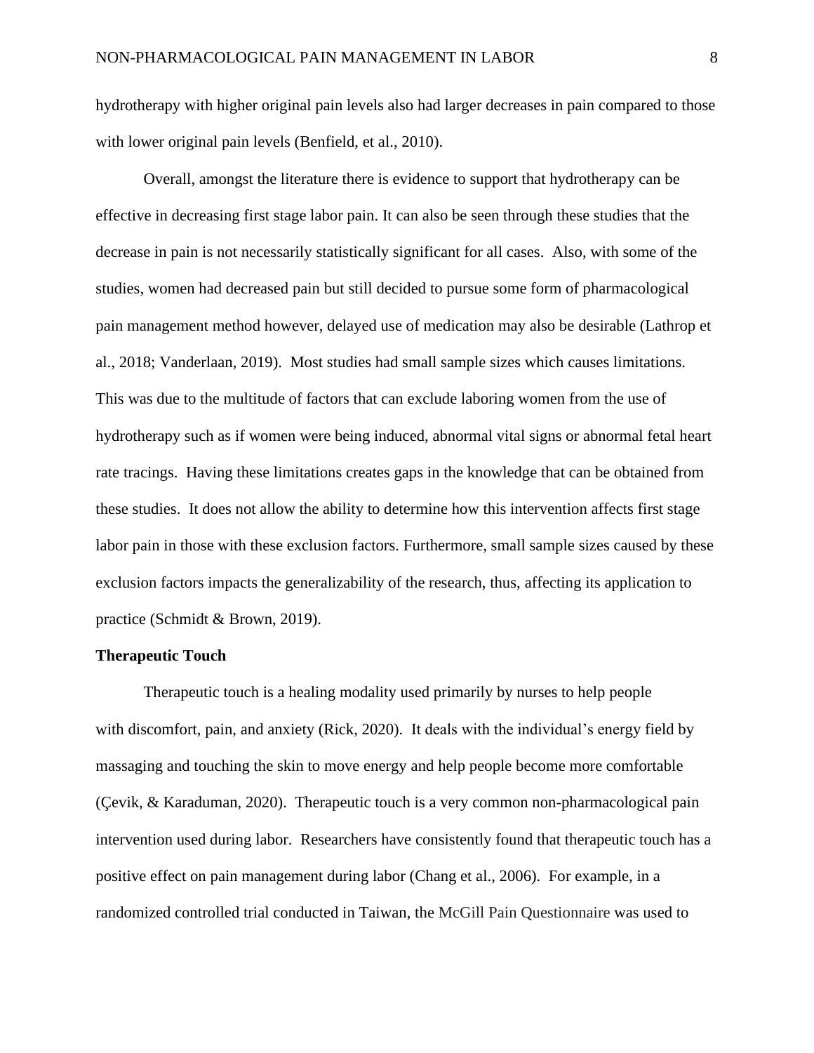hydrotherapy with higher original pain levels also had larger decreases in pain compared to those with lower original pain levels (Benfield, et al., 2010).

Overall, amongst the literature there is evidence to support that hydrotherapy can be effective in decreasing first stage labor pain. It can also be seen through these studies that the decrease in pain is not necessarily statistically significant for all cases. Also, with some of the studies, women had decreased pain but still decided to pursue some form of pharmacological pain management method however, delayed use of medication may also be desirable (Lathrop et al., 2018; Vanderlaan, 2019). Most studies had small sample sizes which causes limitations. This was due to the multitude of factors that can exclude laboring women from the use of hydrotherapy such as if women were being induced, abnormal vital signs or abnormal fetal heart rate tracings. Having these limitations creates gaps in the knowledge that can be obtained from these studies. It does not allow the ability to determine how this intervention affects first stage labor pain in those with these exclusion factors. Furthermore, small sample sizes caused by these exclusion factors impacts the generalizability of the research, thus, affecting its application to practice (Schmidt & Brown, 2019).

**Therapeutic Touch**

Therapeutic touch is a healing modality used primarily by nurses to help people with discomfort, pain, and anxiety (Rick, 2020). It deals with the individual's energy field by massaging and touching the skin to move energy and help people become more comfortable (Çevik, & Karaduman, 2020). Therapeutic touch is a very common non-pharmacological pain intervention used during labor. Researchers have consistently found that therapeutic touch has a positive effect on pain management during labor (Chang et al., 2006). For example, in a randomized controlled trial conducted in Taiwan, the McGill Pain Questionnaire was used to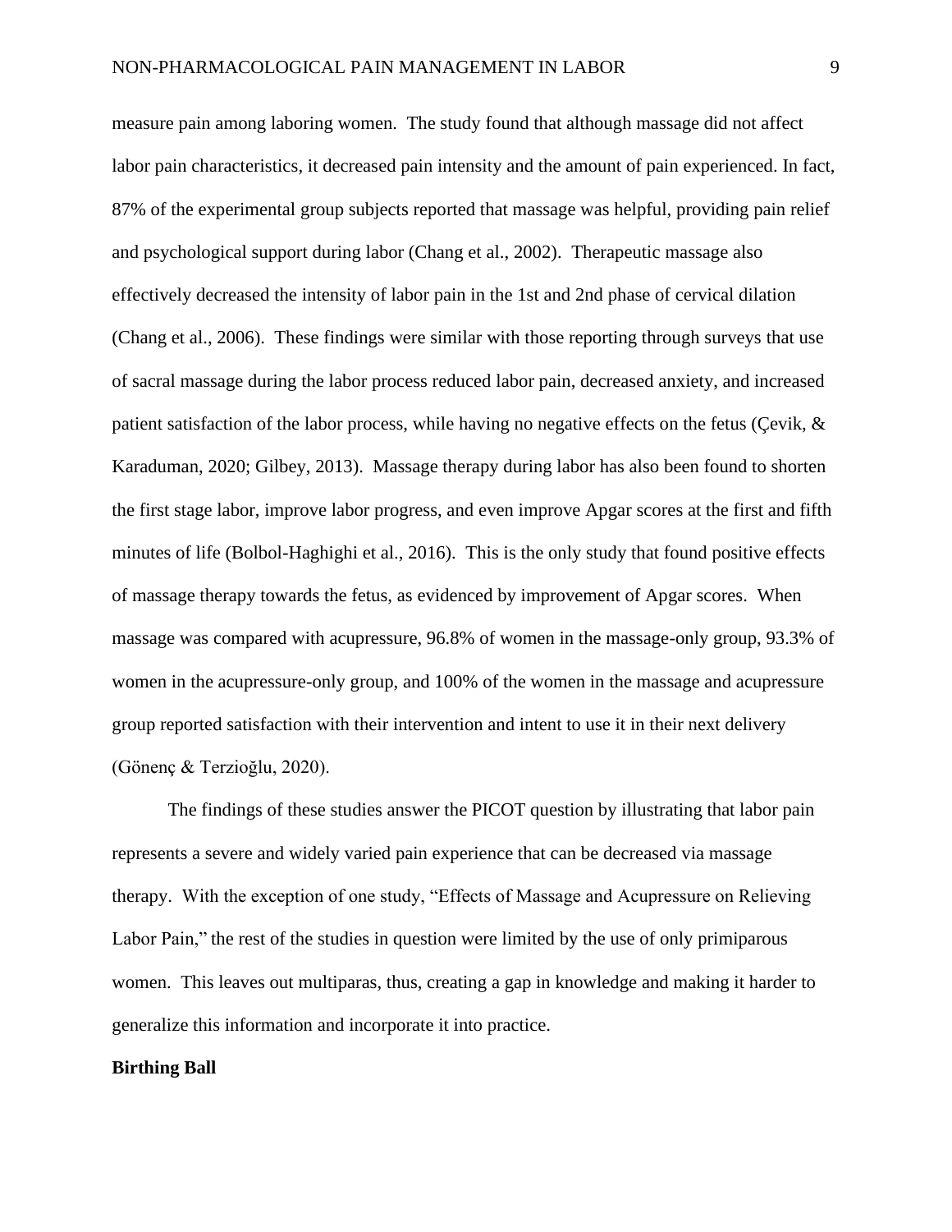measure pain among laboring women. The study found that although massage did not affect labor pain characteristics, it decreased pain intensity and the amount of pain experienced. In fact, 87% of the experimental group subjects reported that massage was helpful, providing pain relief and psychological support during labor (Chang et al., 2002). Therapeutic massage also effectively decreased the intensity of labor pain in the 1st and 2nd phase of cervical dilation (Chang et al., 2006). These findings were similar with those reporting through surveys that use of sacral massage during the labor process reduced labor pain, decreased anxiety, and increased patient satisfaction of the labor process, while having no negative effects on the fetus (Çevik, & Karaduman, 2020; Gilbey, 2013). Massage therapy during labor has also been found to shorten the first stage labor, improve labor progress, and even improve Apgar scores at the first and fifth minutes of life (Bolbol-Haghighi et al., 2016). This is the only study that found positive effects of massage therapy towards the fetus, as evidenced by improvement of Apgar scores. When massage was compared with acupressure, 96.8% of women in the massage-only group, 93.3% of women in the acupressure-only group, and 100% of the women in the massage and acupressure group reported satisfaction with their intervention and intent to use it in their next delivery (Gönenç & Terzioğlu, 2020).

The findings of these studies answer the PICOT question by illustrating that labor pain represents a severe and widely varied pain experience that can be decreased via massage therapy. With the exception of one study, "Effects of Massage and Acupressure on Relieving Labor Pain," the rest of the studies in question were limited by the use of only primiparous women. This leaves out multiparas, thus, creating a gap in knowledge and making it harder to generalize this information and incorporate it into practice.

**Birthing Ball**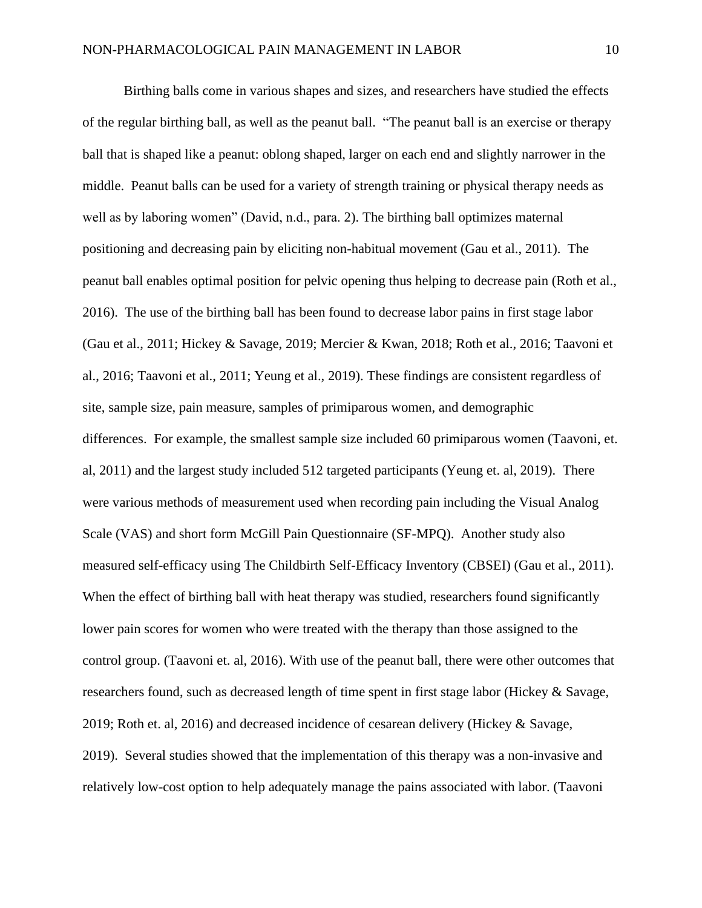Birthing balls come in various shapes and sizes, and researchers have studied the effects of the regular birthing ball, as well as the peanut ball. "The peanut ball is an exercise or therapy ball that is shaped like a peanut: oblong shaped, larger on each end and slightly narrower in the middle. Peanut balls can be used for a variety of strength training or physical therapy needs as well as by laboring women" (David, n.d., para. 2). The birthing ball optimizes maternal positioning and decreasing pain by eliciting non-habitual movement (Gau et al., 2011). The peanut ball enables optimal position for pelvic opening thus helping to decrease pain (Roth et al., 2016). The use of the birthing ball has been found to decrease labor pains in first stage labor (Gau et al., 2011; Hickey & Savage, 2019; Mercier & Kwan, 2018; Roth et al., 2016; Taavoni et al., 2016; Taavoni et al., 2011; Yeung et al., 2019). These findings are consistent regardless of site, sample size, pain measure, samples of primiparous women, and demographic differences. For example, the smallest sample size included 60 primiparous women (Taavoni, et. al, 2011) and the largest study included 512 targeted participants (Yeung et. al, 2019). There were various methods of measurement used when recording pain including the Visual Analog Scale (VAS) and short form McGill Pain Questionnaire (SF-MPQ). Another study also measured self-efficacy using The Childbirth Self-Efficacy Inventory (CBSEI) (Gau et al., 2011). When the effect of birthing ball with heat therapy was studied, researchers found significantly lower pain scores for women who were treated with the therapy than those assigned to the control group. (Taavoni et. al, 2016). With use of the peanut ball, there were other outcomes that researchers found, such as decreased length of time spent in first stage labor (Hickey & Savage, 2019; Roth et. al, 2016) and decreased incidence of cesarean delivery (Hickey & Savage, 2019). Several studies showed that the implementation of this therapy was a non-invasive and relatively low-cost option to help adequately manage the pains associated with labor. (Taavoni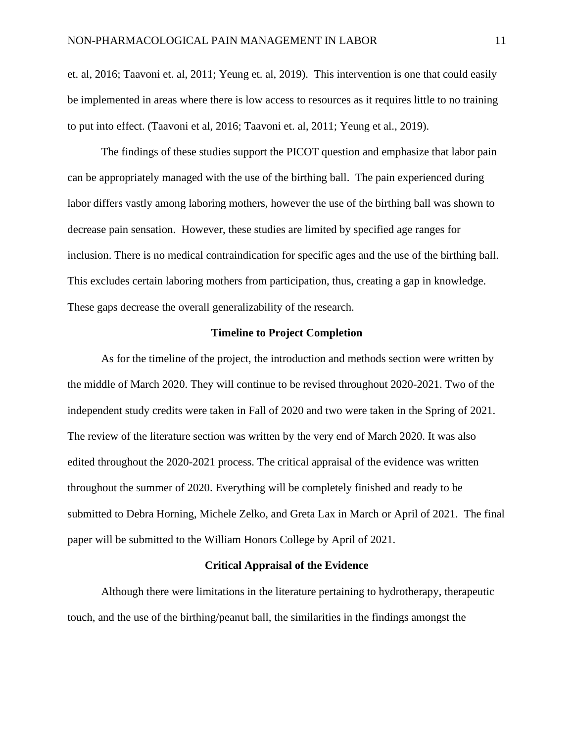et. al, 2016; Taavoni et. al, 2011; Yeung et. al, 2019). This intervention is one that could easily be implemented in areas where there is low access to resources as it requires little to no training to put into effect. (Taavoni et al, 2016; Taavoni et. al, 2011; Yeung et al., 2019).

The findings of these studies support the PICOT question and emphasize that labor pain can be appropriately managed with the use of the birthing ball. The pain experienced during labor differs vastly among laboring mothers, however the use of the birthing ball was shown to decrease pain sensation. However, these studies are limited by specified age ranges for inclusion. There is no medical contraindication for specific ages and the use of the birthing ball. This excludes certain laboring mothers from participation, thus, creating a gap in knowledge. These gaps decrease the overall generalizability of the research.

## Timeline to Project Completion

As for the timeline of the project, the introduction and methods section were written by the middle of March 2020. They will continue to be revised throughout 2020-2021. Two of the independent study credits were taken in Fall of 2020 and two were taken in the Spring of 2021. The review of the literature section was written by the very end of March 2020. It was also edited throughout the 2020-2021 process. The critical appraisal of the evidence was written throughout the summer of 2020. Everything will be completely finished and ready to be submitted to Debra Horning, Michele Zelko, and Greta Lax in March or April of 2021. The final paper will be submitted to the William Honors College by April of 2021.

## Critical Appraisal of the Evidence

Although there were limitations in the literature pertaining to hydrotherapy, therapeutic touch, and the use of the birthing/peanut ball, the similarities in the findings amongst the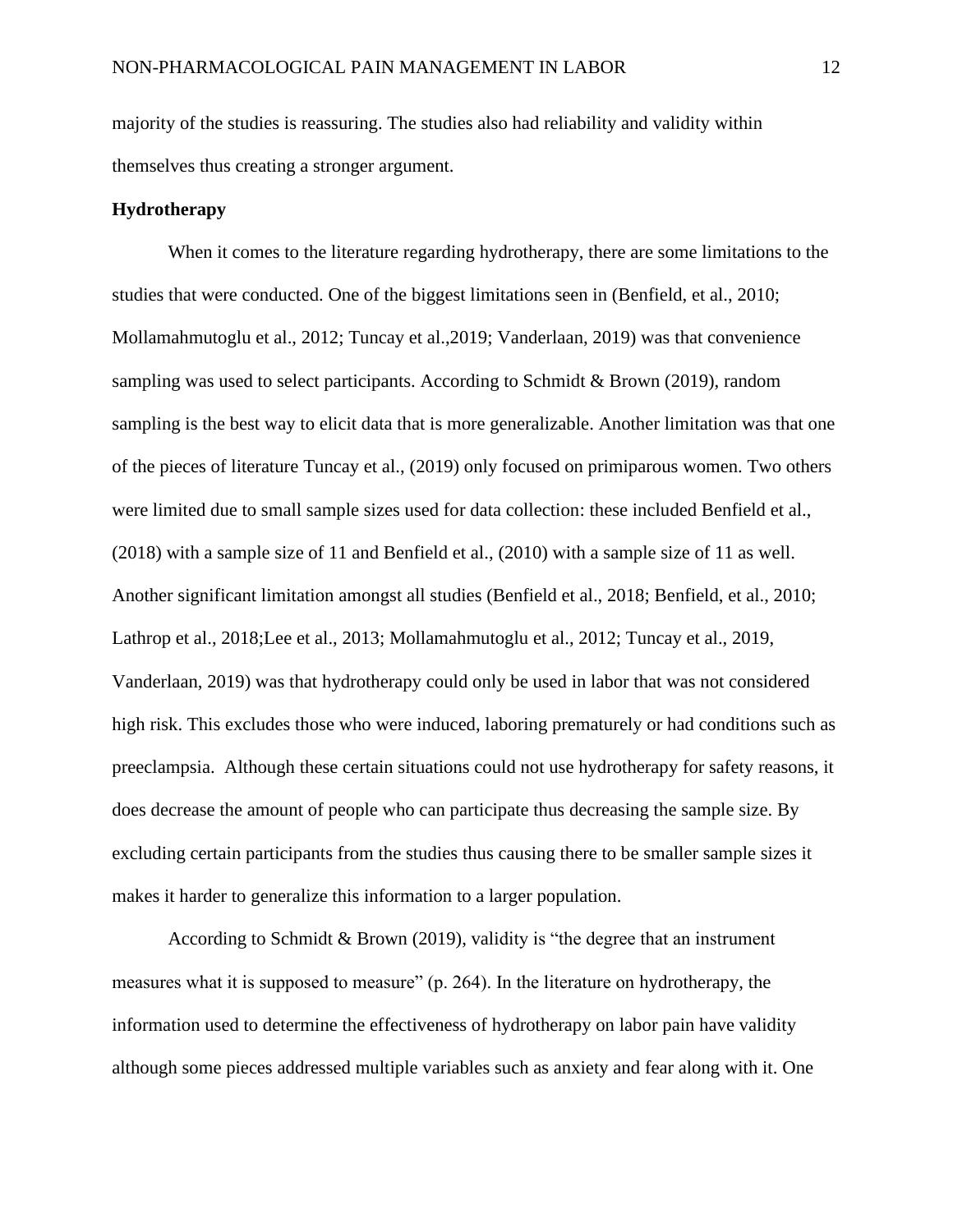majority of the studies is reassuring. The studies also had reliability and validity within themselves thus creating a stronger argument.

**Hydrotherapy**

When it comes to the literature regarding hydrotherapy, there are some limitations to the studies that were conducted. One of the biggest limitations seen in (Benfield, et al., 2010; Mollamahmutoglu et al., 2012; Tuncay et al.,2019; Vanderlaan, 2019) was that convenience sampling was used to select participants. According to Schmidt & Brown (2019), random sampling is the best way to elicit data that is more generalizable. Another limitation was that one of the pieces of literature Tuncay et al., (2019) only focused on primiparous women. Two others were limited due to small sample sizes used for data collection: these included Benfield et al., (2018) with a sample size of 11 and Benfield et al., (2010) with a sample size of 11 as well. Another significant limitation amongst all studies (Benfield et al., 2018; Benfield, et al., 2010; Lathrop et al., 2018;Lee et al., 2013; Mollamahmutoglu et al., 2012; Tuncay et al., 2019, Vanderlaan, 2019) was that hydrotherapy could only be used in labor that was not considered high risk. This excludes those who were induced, laboring prematurely or had conditions such as preeclampsia.  Although these certain situations could not use hydrotherapy for safety reasons, it does decrease the amount of people who can participate thus decreasing the sample size. By excluding certain participants from the studies thus causing there to be smaller sample sizes it makes it harder to generalize this information to a larger population.

According to Schmidt & Brown (2019), validity is "the degree that an instrument measures what it is supposed to measure" (p. 264). In the literature on hydrotherapy, the information used to determine the effectiveness of hydrotherapy on labor pain have validity although some pieces addressed multiple variables such as anxiety and fear along with it. One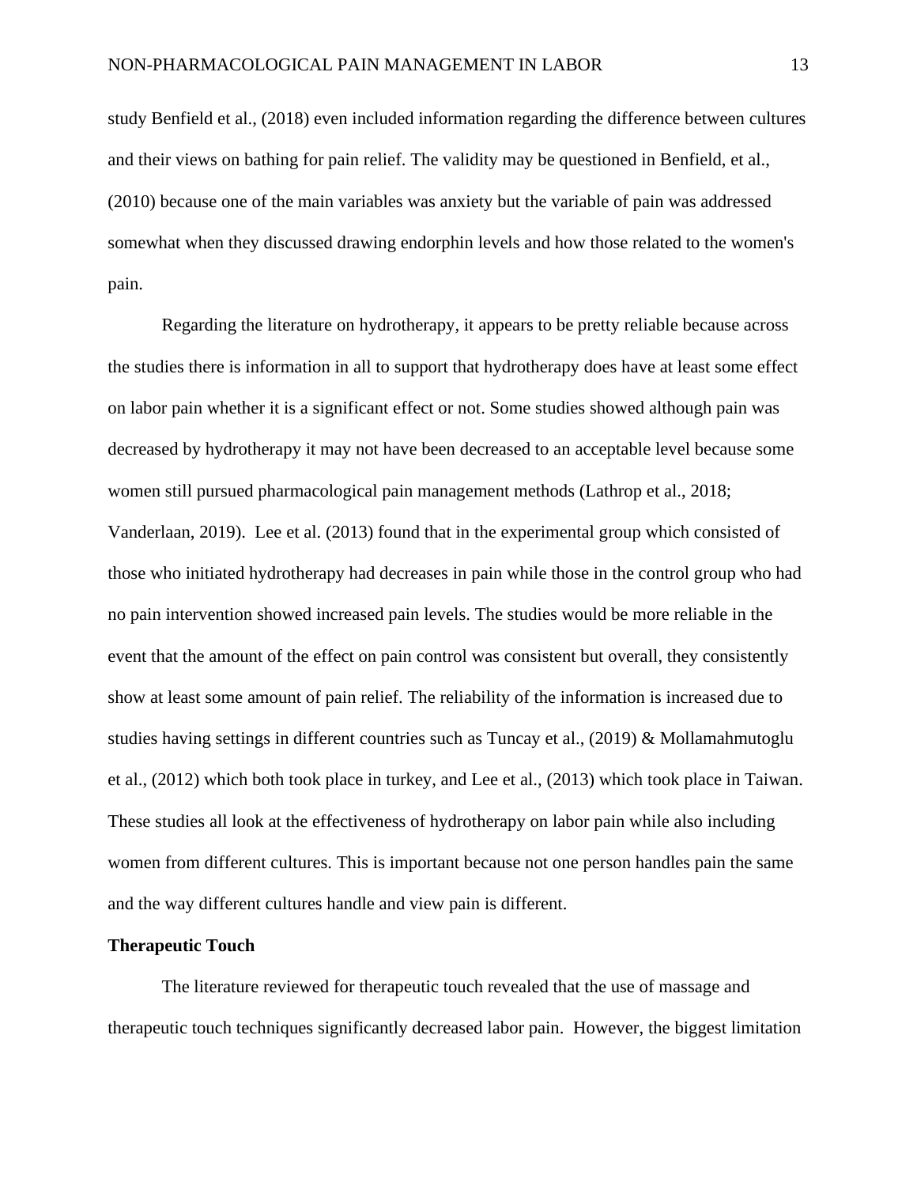study Benfield et al., (2018) even included information regarding the difference between cultures and their views on bathing for pain relief. The validity may be questioned in Benfield, et al., (2010) because one of the main variables was anxiety but the variable of pain was addressed somewhat when they discussed drawing endorphin levels and how those related to the women's pain.

Regarding the literature on hydrotherapy, it appears to be pretty reliable because across the studies there is information in all to support that hydrotherapy does have at least some effect on labor pain whether it is a significant effect or not. Some studies showed although pain was decreased by hydrotherapy it may not have been decreased to an acceptable level because some women still pursued pharmacological pain management methods (Lathrop et al., 2018; Vanderlaan, 2019). Lee et al. (2013) found that in the experimental group which consisted of those who initiated hydrotherapy had decreases in pain while those in the control group who had no pain intervention showed increased pain levels. The studies would be more reliable in the event that the amount of the effect on pain control was consistent but overall, they consistently show at least some amount of pain relief. The reliability of the information is increased due to studies having settings in different countries such as Tuncay et al., (2019) & Mollamahmutoglu et al., (2012) which both took place in turkey, and Lee et al., (2013) which took place in Taiwan. These studies all look at the effectiveness of hydrotherapy on labor pain while also including women from different cultures. This is important because not one person handles pain the same and the way different cultures handle and view pain is different.

**Therapeutic Touch**

The literature reviewed for therapeutic touch revealed that the use of massage and therapeutic touch techniques significantly decreased labor pain. However, the biggest limitation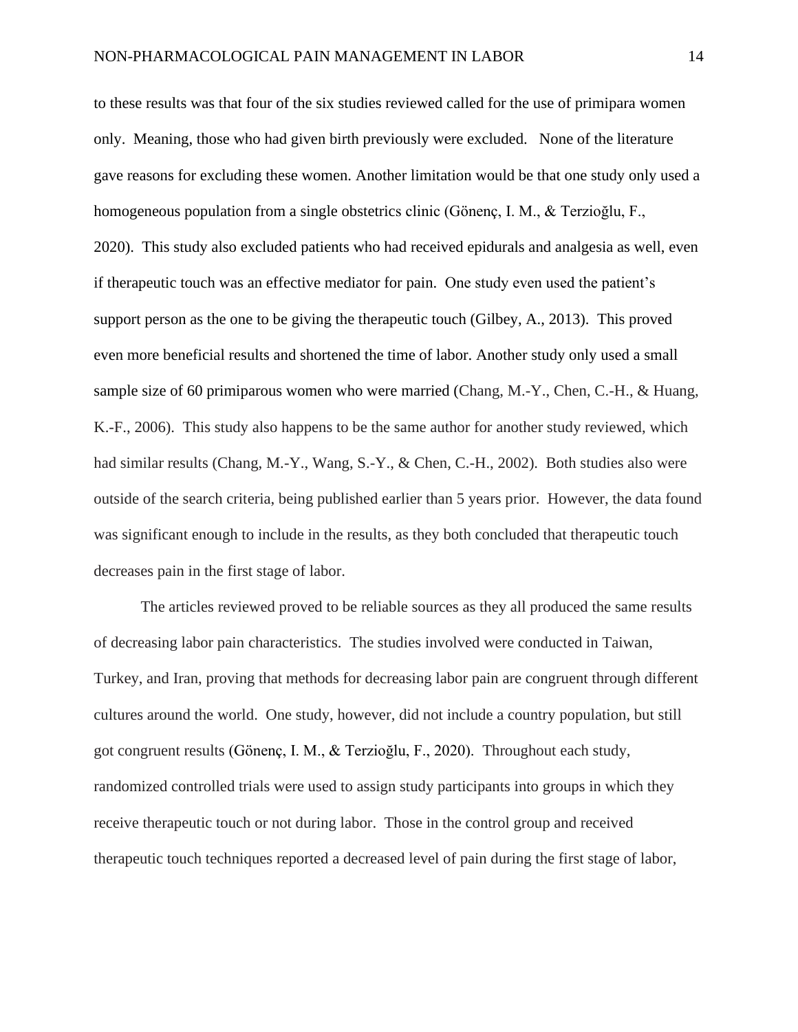to these results was that four of the six studies reviewed called for the use of primipara women only. Meaning, those who had given birth previously were excluded. None of the literature gave reasons for excluding these women. Another limitation would be that one study only used a homogeneous population from a single obstetrics clinic (Gönenç, I. M., & Terzioğlu, F., 2020). This study also excluded patients who had received epidurals and analgesia as well, even if therapeutic touch was an effective mediator for pain. One study even used the patient's support person as the one to be giving the therapeutic touch (Gilbey, A., 2013). This proved even more beneficial results and shortened the time of labor. Another study only used a small sample size of 60 primiparous women who were married (Chang, M.-Y., Chen, C.-H., & Huang, K.-F., 2006). This study also happens to be the same author for another study reviewed, which had similar results (Chang, M.-Y., Wang, S.-Y., & Chen, C.-H., 2002). Both studies also were outside of the search criteria, being published earlier than 5 years prior. However, the data found was significant enough to include in the results, as they both concluded that therapeutic touch decreases pain in the first stage of labor.

The articles reviewed proved to be reliable sources as they all produced the same results of decreasing labor pain characteristics. The studies involved were conducted in Taiwan, Turkey, and Iran, proving that methods for decreasing labor pain are congruent through different cultures around the world. One study, however, did not include a country population, but still got congruent results (Gönenç, I. M., & Terzioğlu, F., 2020). Throughout each study, randomized controlled trials were used to assign study participants into groups in which they receive therapeutic touch or not during labor. Those in the control group and received therapeutic touch techniques reported a decreased level of pain during the first stage of labor,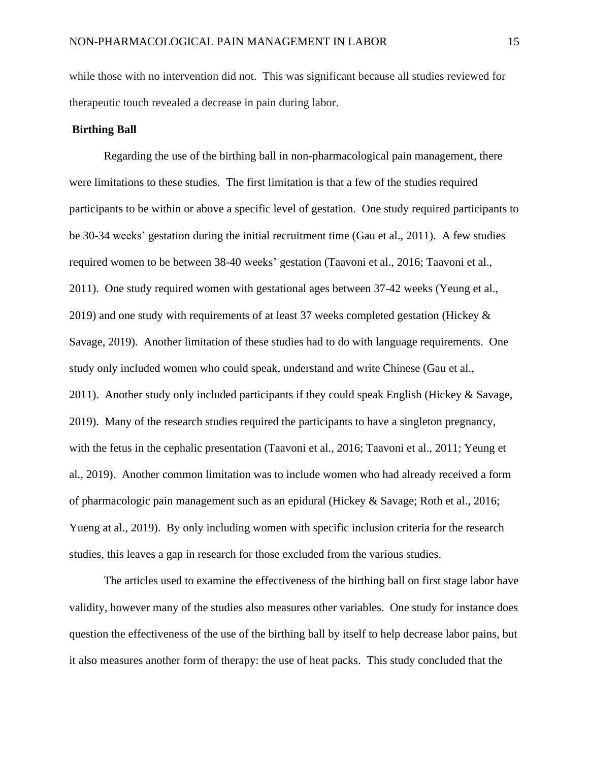while those with no intervention did not. This was significant because all studies reviewed for therapeutic touch revealed a decrease in pain during labor.

## Birthing Ball

Regarding the use of the birthing ball in non-pharmacological pain management, there were limitations to these studies. The first limitation is that a few of the studies required participants to be within or above a specific level of gestation. One study required participants to be 30-34 weeks' gestation during the initial recruitment time (Gau et al., 2011). A few studies required women to be between 38-40 weeks' gestation (Taavoni et al., 2016; Taavoni et al., 2011). One study required women with gestational ages between 37-42 weeks (Yeung et al., 2019) and one study with requirements of at least 37 weeks completed gestation (Hickey & Savage, 2019). Another limitation of these studies had to do with language requirements. One study only included women who could speak, understand and write Chinese (Gau et al., 2011). Another study only included participants if they could speak English (Hickey & Savage, 2019). Many of the research studies required the participants to have a singleton pregnancy, with the fetus in the cephalic presentation (Taavoni et al., 2016; Taavoni et al., 2011; Yeung et al., 2019). Another common limitation was to include women who had already received a form of pharmacologic pain management such as an epidural (Hickey & Savage; Roth et al., 2016; Yueng at al., 2019). By only including women with specific inclusion criteria for the research studies, this leaves a gap in research for those excluded from the various studies.

The articles used to examine the effectiveness of the birthing ball on first stage labor have validity, however many of the studies also measures other variables. One study for instance does question the effectiveness of the use of the birthing ball by itself to help decrease labor pains, but it also measures another form of therapy: the use of heat packs. This study concluded that the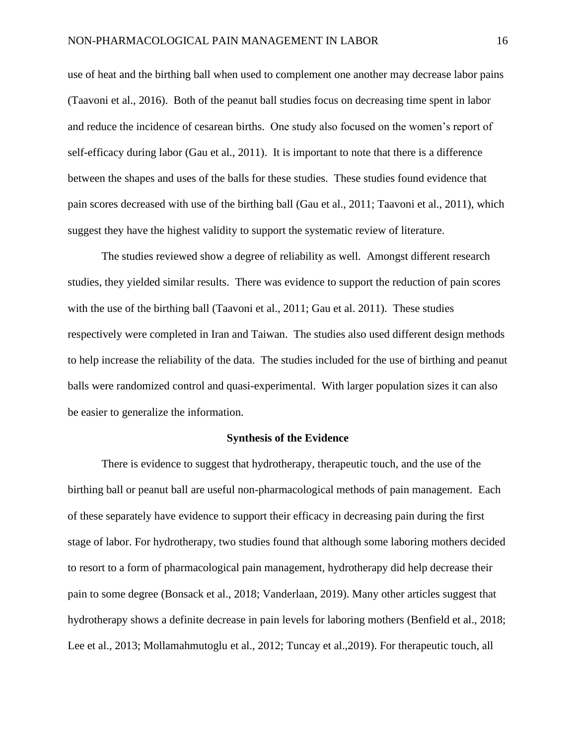use of heat and the birthing ball when used to complement one another may decrease labor pains (Taavoni et al., 2016). Both of the peanut ball studies focus on decreasing time spent in labor and reduce the incidence of cesarean births. One study also focused on the women's report of self-efficacy during labor (Gau et al., 2011). It is important to note that there is a difference between the shapes and uses of the balls for these studies. These studies found evidence that pain scores decreased with use of the birthing ball (Gau et al., 2011; Taavoni et al., 2011), which suggest they have the highest validity to support the systematic review of literature.

The studies reviewed show a degree of reliability as well. Amongst different research studies, they yielded similar results. There was evidence to support the reduction of pain scores with the use of the birthing ball (Taavoni et al., 2011; Gau et al. 2011). These studies respectively were completed in Iran and Taiwan. The studies also used different design methods to help increase the reliability of the data. The studies included for the use of birthing and peanut balls were randomized control and quasi-experimental. With larger population sizes it can also be easier to generalize the information.

## Synthesis of the Evidence

There is evidence to suggest that hydrotherapy, therapeutic touch, and the use of the birthing ball or peanut ball are useful non-pharmacological methods of pain management. Each of these separately have evidence to support their efficacy in decreasing pain during the first stage of labor. For hydrotherapy, two studies found that although some laboring mothers decided to resort to a form of pharmacological pain management, hydrotherapy did help decrease their pain to some degree (Bonsack et al., 2018; Vanderlaan, 2019). Many other articles suggest that hydrotherapy shows a definite decrease in pain levels for laboring mothers (Benfield et al., 2018; Lee et al., 2013; Mollamahmutoglu et al., 2012; Tuncay et al.,2019). For therapeutic touch, all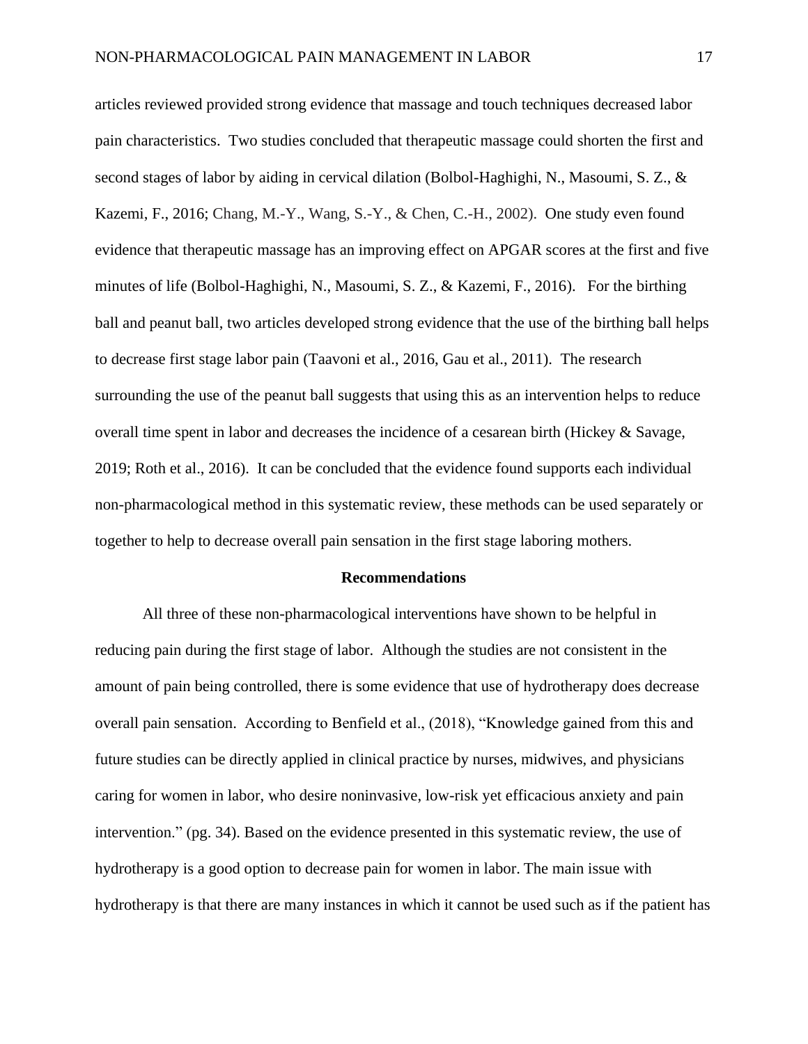articles reviewed provided strong evidence that massage and touch techniques decreased labor pain characteristics. Two studies concluded that therapeutic massage could shorten the first and second stages of labor by aiding in cervical dilation (Bolbol-Haghighi, N., Masoumi, S. Z., & Kazemi, F., 2016; Chang, M.-Y., Wang, S.-Y., & Chen, C.-H., 2002). One study even found evidence that therapeutic massage has an improving effect on APGAR scores at the first and five minutes of life (Bolbol-Haghighi, N., Masoumi, S. Z., & Kazemi, F., 2016). For the birthing ball and peanut ball, two articles developed strong evidence that the use of the birthing ball helps to decrease first stage labor pain (Taavoni et al., 2016, Gau et al., 2011). The research surrounding the use of the peanut ball suggests that using this as an intervention helps to reduce overall time spent in labor and decreases the incidence of a cesarean birth (Hickey & Savage, 2019; Roth et al., 2016). It can be concluded that the evidence found supports each individual non-pharmacological method in this systematic review, these methods can be used separately or together to help to decrease overall pain sensation in the first stage laboring mothers.

## Recommendations

All three of these non-pharmacological interventions have shown to be helpful in reducing pain during the first stage of labor. Although the studies are not consistent in the amount of pain being controlled, there is some evidence that use of hydrotherapy does decrease overall pain sensation. According to Benfield et al., (2018), "Knowledge gained from this and future studies can be directly applied in clinical practice by nurses, midwives, and physicians caring for women in labor, who desire noninvasive, low-risk yet efficacious anxiety and pain intervention." (pg. 34). Based on the evidence presented in this systematic review, the use of hydrotherapy is a good option to decrease pain for women in labor. The main issue with hydrotherapy is that there are many instances in which it cannot be used such as if the patient has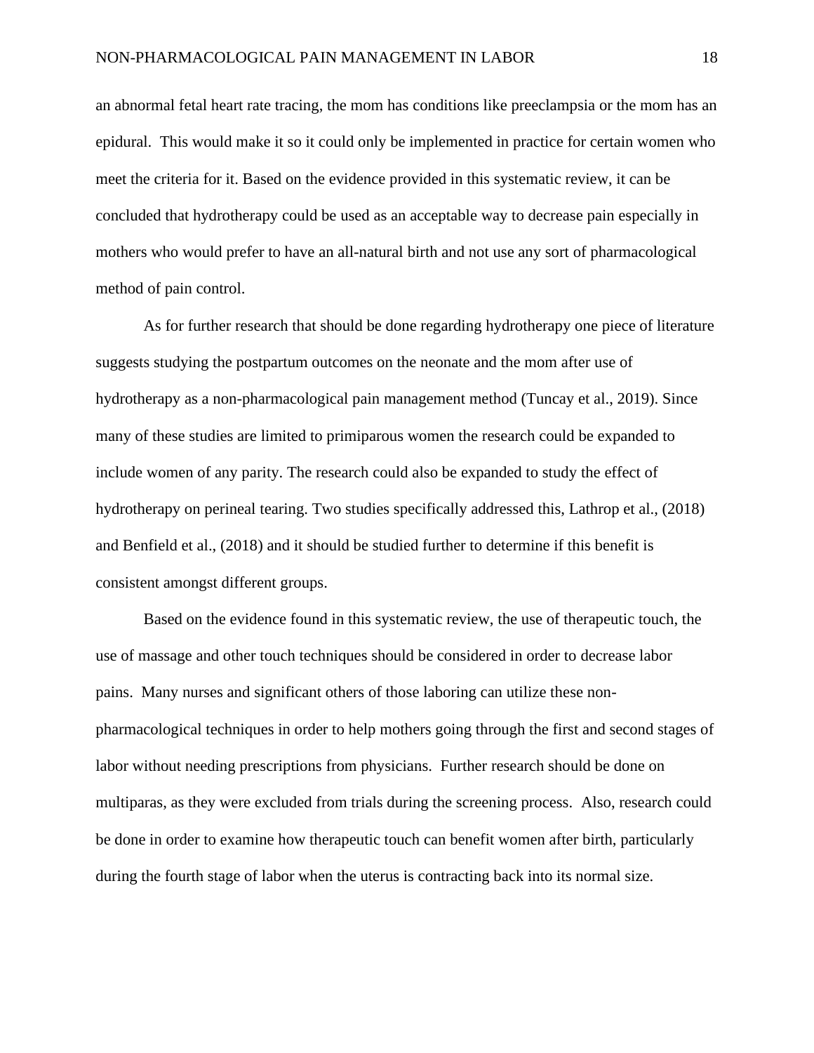an abnormal fetal heart rate tracing, the mom has conditions like preeclampsia or the mom has an epidural. This would make it so it could only be implemented in practice for certain women who meet the criteria for it. Based on the evidence provided in this systematic review, it can be concluded that hydrotherapy could be used as an acceptable way to decrease pain especially in mothers who would prefer to have an all-natural birth and not use any sort of pharmacological method of pain control.

As for further research that should be done regarding hydrotherapy one piece of literature suggests studying the postpartum outcomes on the neonate and the mom after use of hydrotherapy as a non-pharmacological pain management method (Tuncay et al., 2019). Since many of these studies are limited to primiparous women the research could be expanded to include women of any parity. The research could also be expanded to study the effect of hydrotherapy on perineal tearing. Two studies specifically addressed this, Lathrop et al., (2018) and Benfield et al., (2018) and it should be studied further to determine if this benefit is consistent amongst different groups.

Based on the evidence found in this systematic review, the use of therapeutic touch, the use of massage and other touch techniques should be considered in order to decrease labor pains. Many nurses and significant others of those laboring can utilize these non-pharmacological techniques in order to help mothers going through the first and second stages of labor without needing prescriptions from physicians. Further research should be done on multiparas, as they were excluded from trials during the screening process. Also, research could be done in order to examine how therapeutic touch can benefit women after birth, particularly during the fourth stage of labor when the uterus is contracting back into its normal size.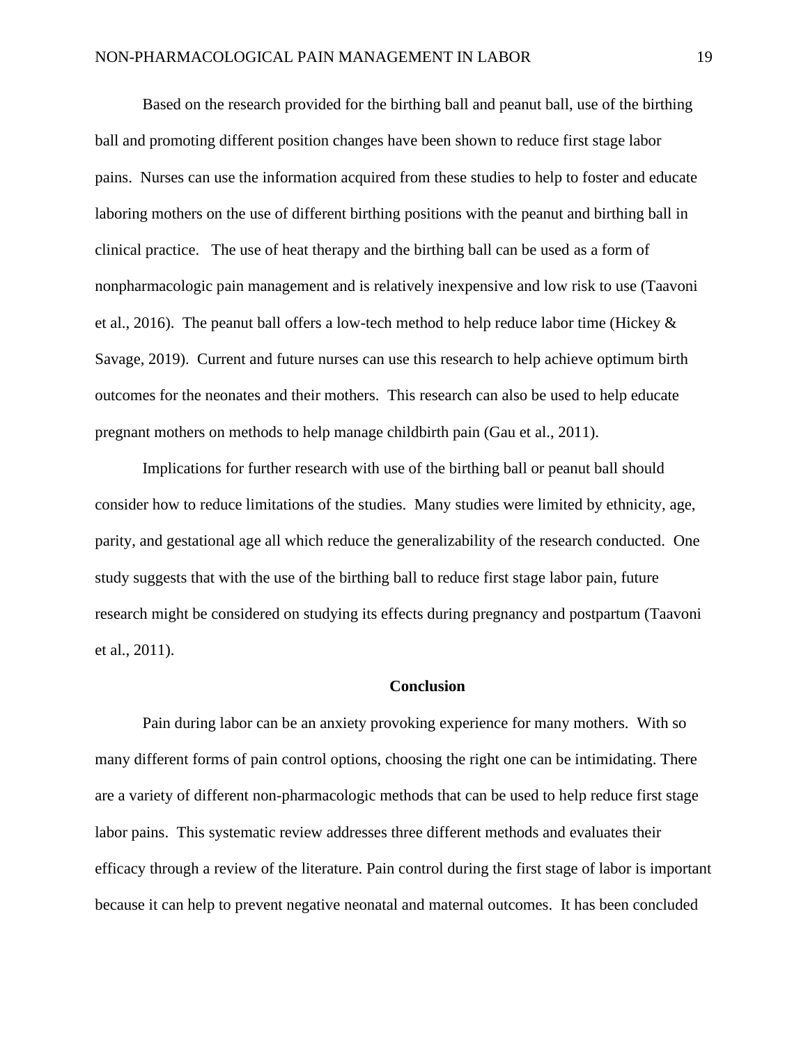Based on the research provided for the birthing ball and peanut ball, use of the birthing ball and promoting different position changes have been shown to reduce first stage labor pains. Nurses can use the information acquired from these studies to help to foster and educate laboring mothers on the use of different birthing positions with the peanut and birthing ball in clinical practice. The use of heat therapy and the birthing ball can be used as a form of nonpharmacologic pain management and is relatively inexpensive and low risk to use (Taavoni et al., 2016). The peanut ball offers a low-tech method to help reduce labor time (Hickey & Savage, 2019). Current and future nurses can use this research to help achieve optimum birth outcomes for the neonates and their mothers. This research can also be used to help educate pregnant mothers on methods to help manage childbirth pain (Gau et al., 2011).

Implications for further research with use of the birthing ball or peanut ball should consider how to reduce limitations of the studies. Many studies were limited by ethnicity, age, parity, and gestational age all which reduce the generalizability of the research conducted. One study suggests that with the use of the birthing ball to reduce first stage labor pain, future research might be considered on studying its effects during pregnancy and postpartum (Taavoni et al., 2011).

## Conclusion

Pain during labor can be an anxiety provoking experience for many mothers. With so many different forms of pain control options, choosing the right one can be intimidating. There are a variety of different non-pharmacologic methods that can be used to help reduce first stage labor pains. This systematic review addresses three different methods and evaluates their efficacy through a review of the literature. Pain control during the first stage of labor is important because it can help to prevent negative neonatal and maternal outcomes. It has been concluded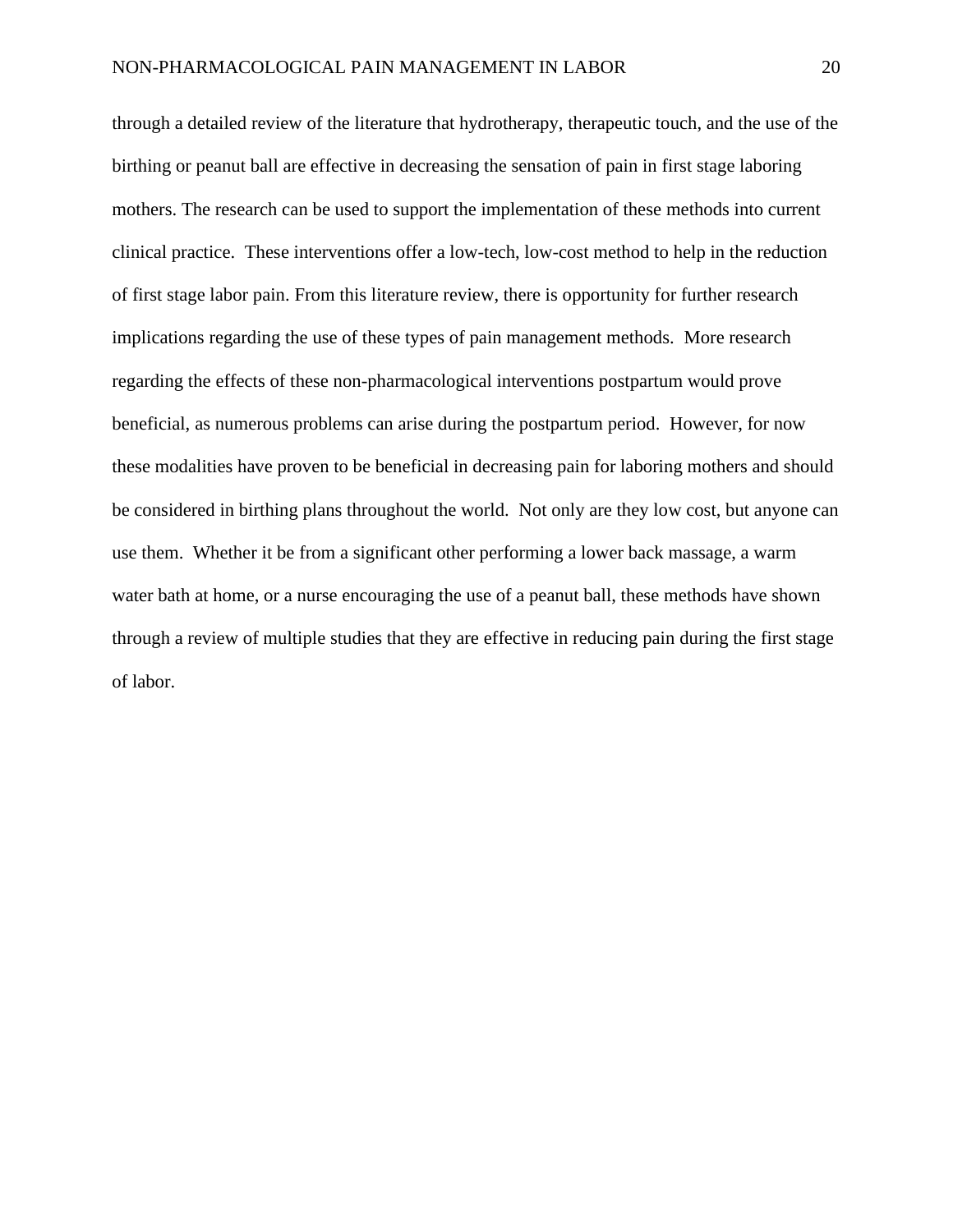through a detailed review of the literature that hydrotherapy, therapeutic touch, and the use of the birthing or peanut ball are effective in decreasing the sensation of pain in first stage laboring mothers. The research can be used to support the implementation of these methods into current clinical practice. These interventions offer a low-tech, low-cost method to help in the reduction of first stage labor pain. From this literature review, there is opportunity for further research implications regarding the use of these types of pain management methods. More research regarding the effects of these non-pharmacological interventions postpartum would prove beneficial, as numerous problems can arise during the postpartum period. However, for now these modalities have proven to be beneficial in decreasing pain for laboring mothers and should be considered in birthing plans throughout the world. Not only are they low cost, but anyone can use them. Whether it be from a significant other performing a lower back massage, a warm water bath at home, or a nurse encouraging the use of a peanut ball, these methods have shown through a review of multiple studies that they are effective in reducing pain during the first stage of labor.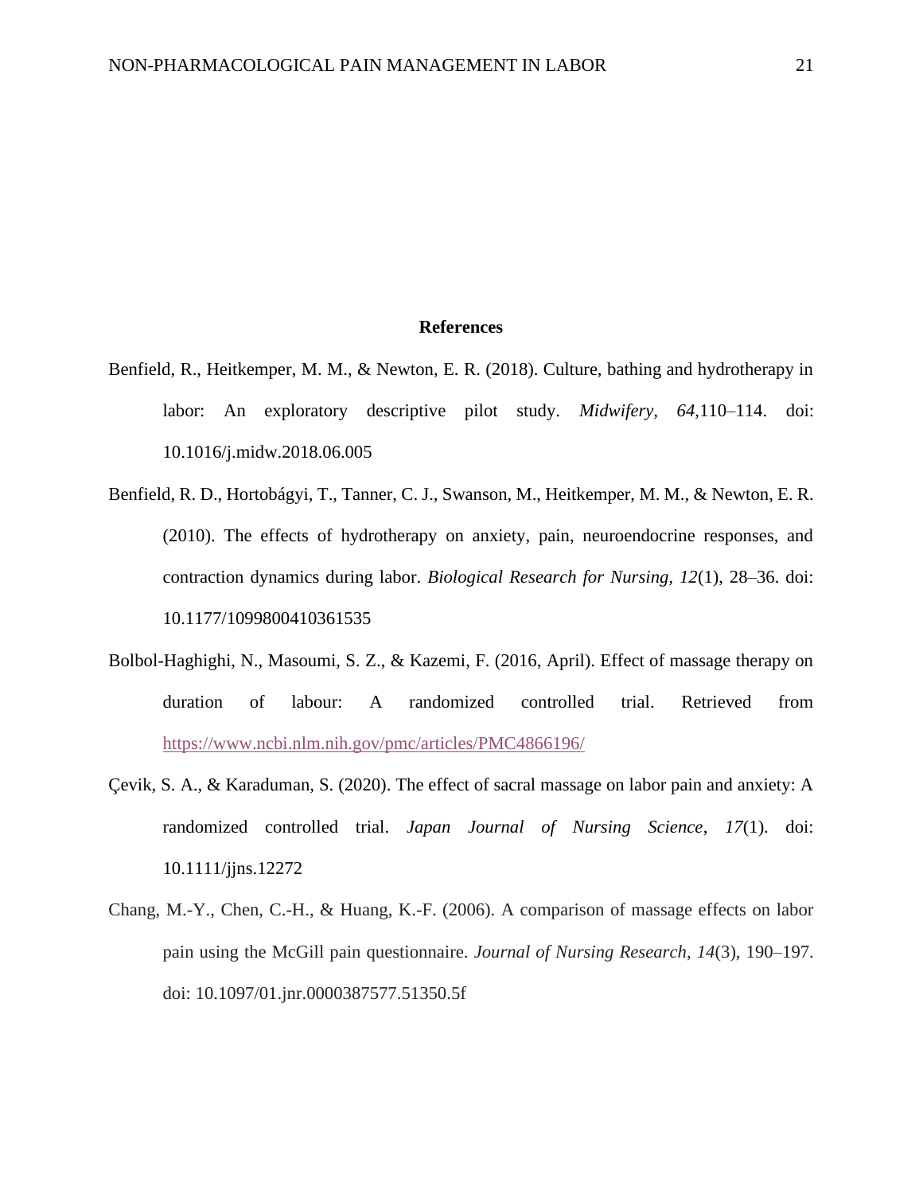# References

Benfield, R., Heitkemper, M. M., & Newton, E. R. (2018). Culture, bathing and hydrotherapy in labor: An exploratory descriptive pilot study. *Midwifery, 64,*110–114. doi: 10.1016/j.midw.2018.06.005

Benfield, R. D., Hortobágyi, T., Tanner, C. J., Swanson, M., Heitkemper, M. M., & Newton, E. R. (2010). The effects of hydrotherapy on anxiety, pain, neuroendocrine responses, and contraction dynamics during labor. *Biological Research for Nursing, 12*(1), 28–36. doi: 10.1177/1099800410361535

Bolbol-Haghighi, N., Masoumi, S. Z., & Kazemi, F. (2016, April). Effect of massage therapy on duration of labour: A randomized controlled trial. Retrieved from https://www.ncbi.nlm.nih.gov/pmc/articles/PMC4866196/

Çevik, S. A., & Karaduman, S. (2020). The effect of sacral massage on labor pain and anxiety: A randomized controlled trial. *Japan Journal of Nursing Science*, *17*(1). doi: 10.1111/jjns.12272

Chang, M.-Y., Chen, C.-H., & Huang, K.-F. (2006). A comparison of massage effects on labor pain using the McGill pain questionnaire. *Journal of Nursing Research*, *14*(3), 190–197. doi: 10.1097/01.jnr.0000387577.51350.5f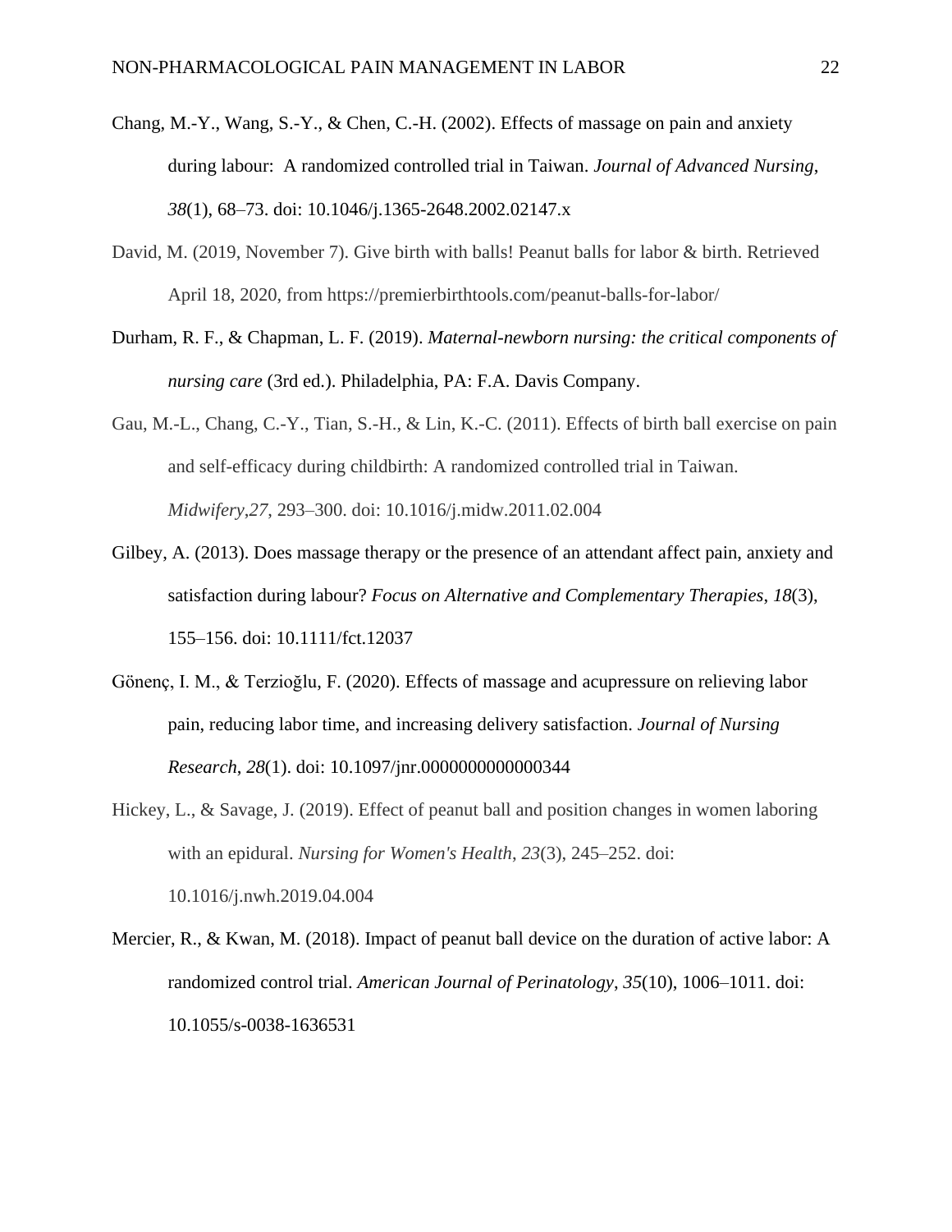Chang, M.-Y., Wang, S.-Y., & Chen, C.-H. (2002). Effects of massage on pain and anxiety during labour:  A randomized controlled trial in Taiwan. *Journal of Advanced Nursing*, *38*(1), 68–73. doi: 10.1046/j.1365-2648.2002.02147.x

David, M. (2019, November 7). Give birth with balls! Peanut balls for labor & birth. Retrieved April 18, 2020, from https://premierbirthtools.com/peanut-balls-for-labor/

Durham, R. F., & Chapman, L. F. (2019). *Maternal-newborn nursing: the critical components of nursing care* (3rd ed.). Philadelphia, PA: F.A. Davis Company.

Gau, M.-L., Chang, C.-Y., Tian, S.-H., & Lin, K.-C. (2011). Effects of birth ball exercise on pain and self-efficacy during childbirth: A randomized controlled trial in Taiwan. *Midwifery*,*27*, 293–300. doi: 10.1016/j.midw.2011.02.004

Gilbey, A. (2013). Does massage therapy or the presence of an attendant affect pain, anxiety and satisfaction during labour? *Focus on Alternative and Complementary Therapies*, *18*(3), 155–156. doi: 10.1111/fct.12037

Gönenç, I. M., & Terzioğlu, F. (2020). Effects of massage and acupressure on relieving labor pain, reducing labor time, and increasing delivery satisfaction. *Journal of Nursing Research*, *28*(1). doi: 10.1097/jnr.0000000000000344

Hickey, L., & Savage, J. (2019). Effect of peanut ball and position changes in women laboring with an epidural. *Nursing for Women's Health*, *23*(3), 245–252. doi: 10.1016/j.nwh.2019.04.004

Mercier, R., & Kwan, M. (2018). Impact of peanut ball device on the duration of active labor: A randomized control trial. *American Journal of Perinatology*, *35*(10), 1006–1011. doi: 10.1055/s-0038-1636531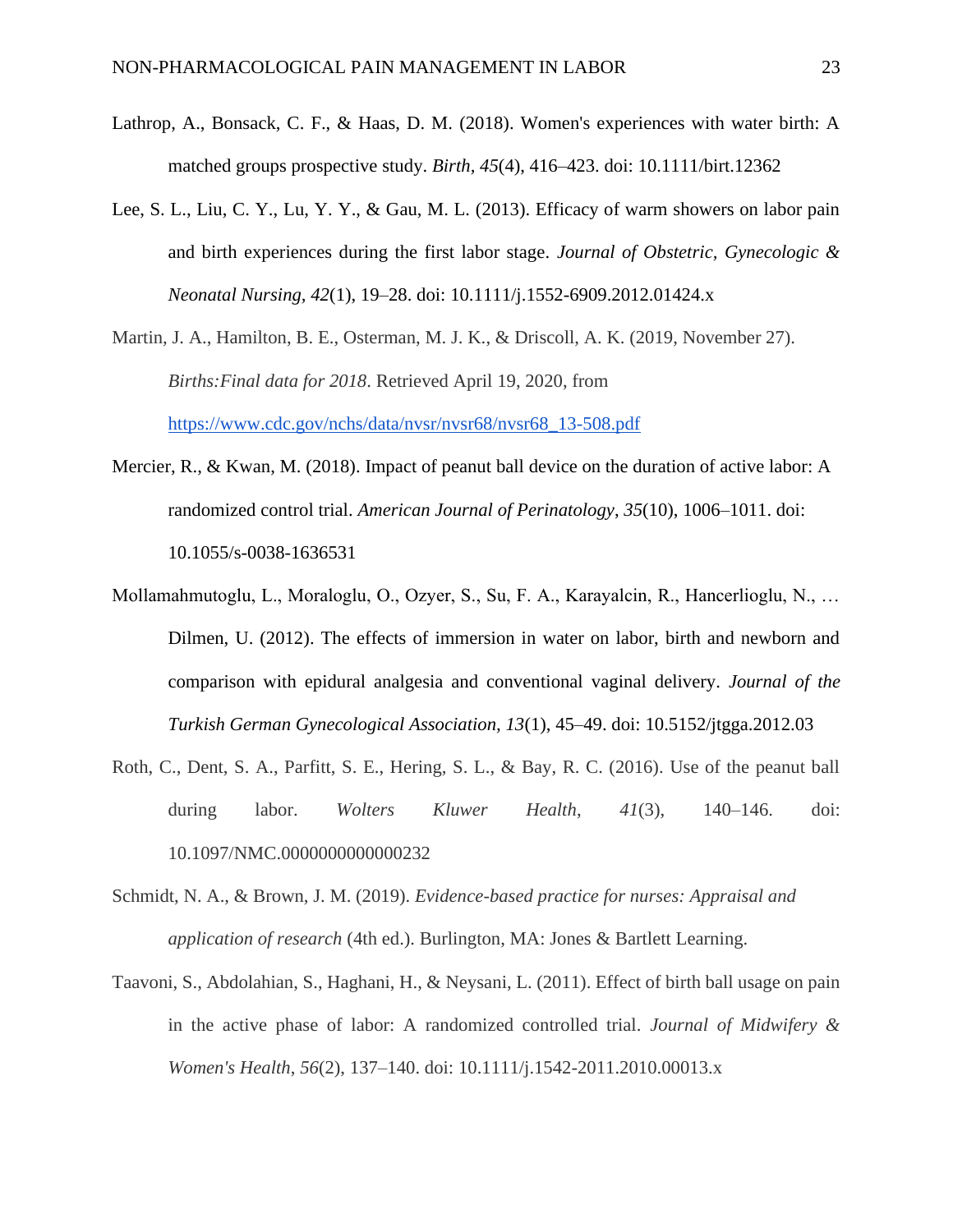Lathrop, A., Bonsack, C. F., & Haas, D. M. (2018). Women's experiences with water birth: A matched groups prospective study. *Birth, 45*(4), 416–423. doi: 10.1111/birt.12362

Lee, S. L., Liu, C. Y., Lu, Y. Y., & Gau, M. L. (2013). Efficacy of warm showers on labor pain and birth experiences during the first labor stage. *Journal of Obstetric, Gynecologic & Neonatal Nursing, 42*(1), 19–28. doi: 10.1111/j.1552-6909.2012.01424.x

Martin, J. A., Hamilton, B. E., Osterman, M. J. K., & Driscoll, A. K. (2019, November 27). *Births:Final data for 2018*. Retrieved April 19, 2020, from https://www.cdc.gov/nchs/data/nvsr/nvsr68/nvsr68_13-508.pdf

Mercier, R., & Kwan, M. (2018). Impact of peanut ball device on the duration of active labor: A randomized control trial. *American Journal of Perinatology*, *35*(10), 1006–1011. doi: 10.1055/s-0038-1636531

Mollamahmutoglu, L., Moraloglu, O., Ozyer, S., Su, F. A., Karayalcin, R., Hancerlioglu, N., … Dilmen, U. (2012). The effects of immersion in water on labor, birth and newborn and comparison with epidural analgesia and conventional vaginal delivery. *Journal of the Turkish German Gynecological Association, 13*(1), 45–49. doi: 10.5152/jtgga.2012.03

Roth, C., Dent, S. A., Parfitt, S. E., Hering, S. L., & Bay, R. C. (2016). Use of the peanut ball during labor. *Wolters Kluwer Health*, *41*(3), 140–146. doi: 10.1097/NMC.0000000000000232

Schmidt, N. A., & Brown, J. M. (2019). *Evidence-based practice for nurses: Appraisal and application of research* (4th ed.). Burlington, MA: Jones & Bartlett Learning.

Taavoni, S., Abdolahian, S., Haghani, H., & Neysani, L. (2011). Effect of birth ball usage on pain in the active phase of labor: A randomized controlled trial. *Journal of Midwifery & Women's Health*, *56*(2), 137–140. doi: 10.1111/j.1542-2011.2010.00013.x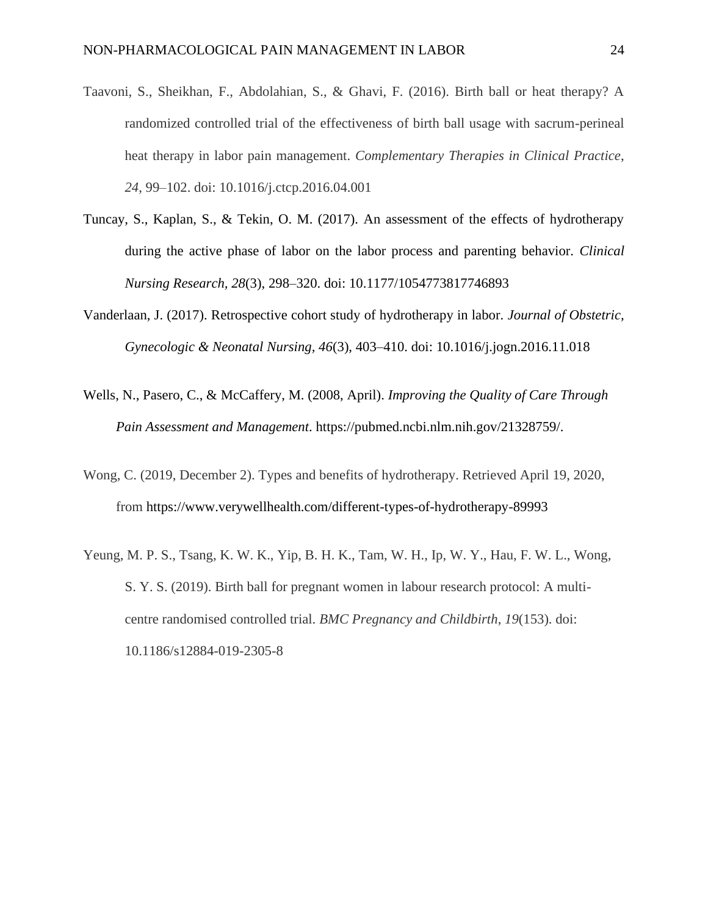Taavoni, S., Sheikhan, F., Abdolahian, S., & Ghavi, F. (2016). Birth ball or heat therapy? A randomized controlled trial of the effectiveness of birth ball usage with sacrum-perineal heat therapy in labor pain management. *Complementary Therapies in Clinical Practice*, *24*, 99–102. doi: 10.1016/j.ctcp.2016.04.001

Tuncay, S., Kaplan, S., & Tekin, O. M. (2017). An assessment of the effects of hydrotherapy during the active phase of labor on the labor process and parenting behavior. *Clinical Nursing Research*, *28*(3), 298–320. doi: 10.1177/1054773817746893

Vanderlaan, J. (2017). Retrospective cohort study of hydrotherapy in labor. *Journal of Obstetric, Gynecologic & Neonatal Nursing*, *46*(3), 403–410. doi: 10.1016/j.jogn.2016.11.018

Wells, N., Pasero, C., & McCaffery, M. (2008, April). *Improving the Quality of Care Through Pain Assessment and Management*. https://pubmed.ncbi.nlm.nih.gov/21328759/.

Wong, C. (2019, December 2). Types and benefits of hydrotherapy. Retrieved April 19, 2020, from https://www.verywellhealth.com/different-types-of-hydrotherapy-89993

Yeung, M. P. S., Tsang, K. W. K., Yip, B. H. K., Tam, W. H., Ip, W. Y., Hau, F. W. L., Wong, S. Y. S. (2019). Birth ball for pregnant women in labour research protocol: A multi-centre randomised controlled trial. *BMC Pregnancy and Childbirth*, *19*(153). doi: 10.1186/s12884-019-2305-8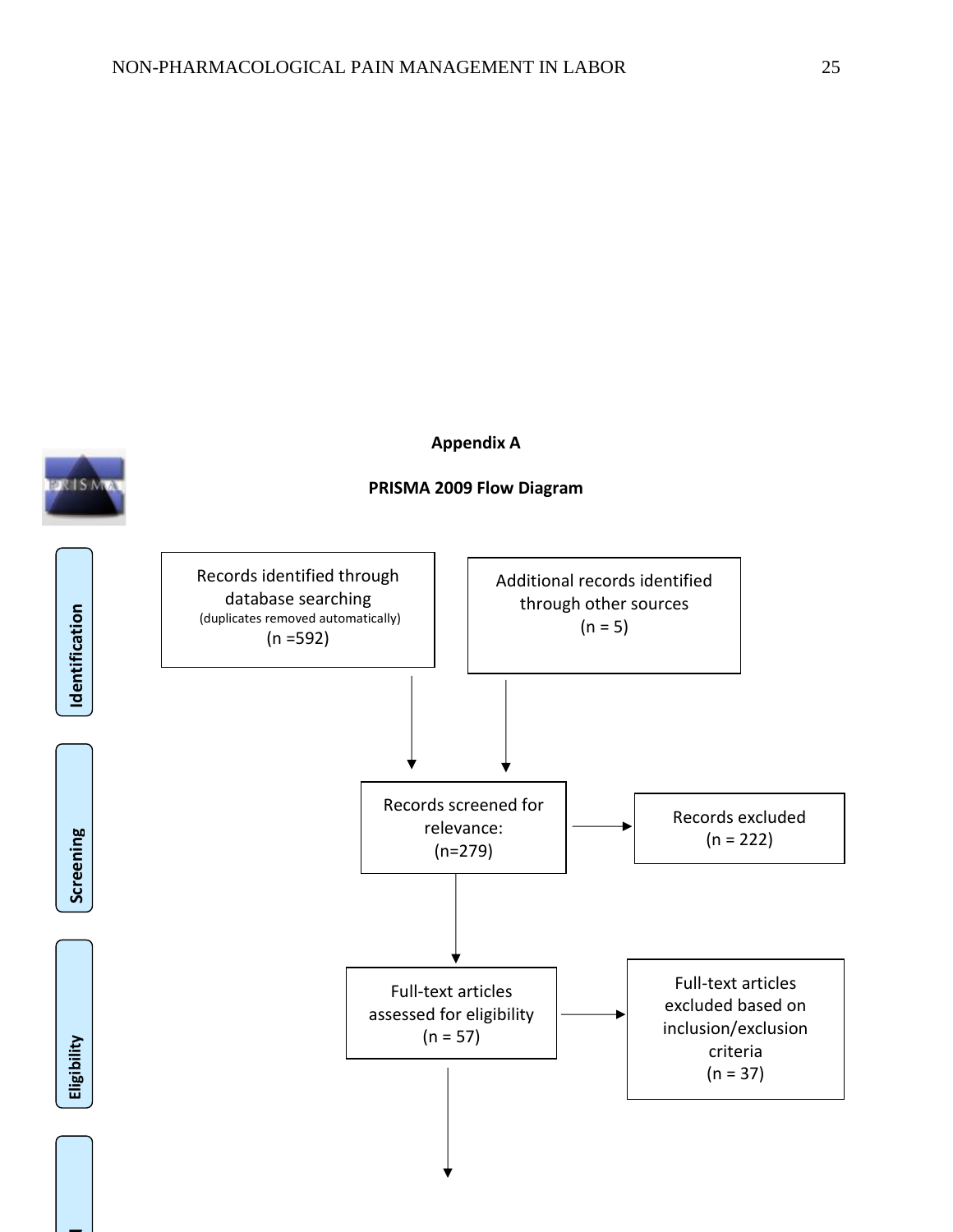**Appendix A**

**PRISMA 2009 Flow Diagram**

**Identification**

Records identified through database searching
(duplicates removed automatically)
(n =592)

Additional records identified through other sources
(n = 5)

**Screening**

Records screened for relevance:
(n=279)

Records excluded
(n = 222)

**Eligibility**

Full-text articles assessed for eligibility
(n = 57)

Full-text articles excluded based on inclusion/exclusion criteria
(n = 37)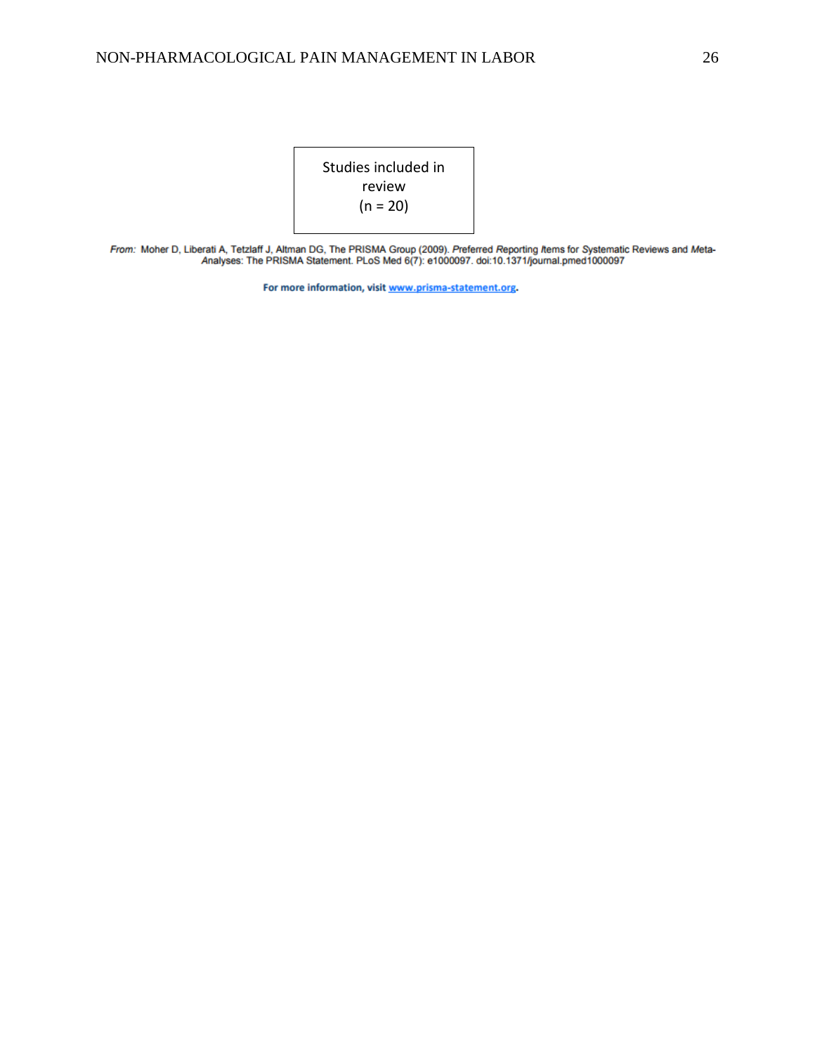Studies included in review
(n = 20)

*From:* Moher D, Liberati A, Tetzlaff J, Altman DG, The PRISMA Group (2009). *P*referred *R*eporting *I*tems for *S*ystematic Reviews and *M*eta-*A*nalyses: The PRISMA Statement. PLoS Med 6(7): e1000097. doi:10.1371/journal.pmed1000097

**For more information, visit www.prisma-statement.org.**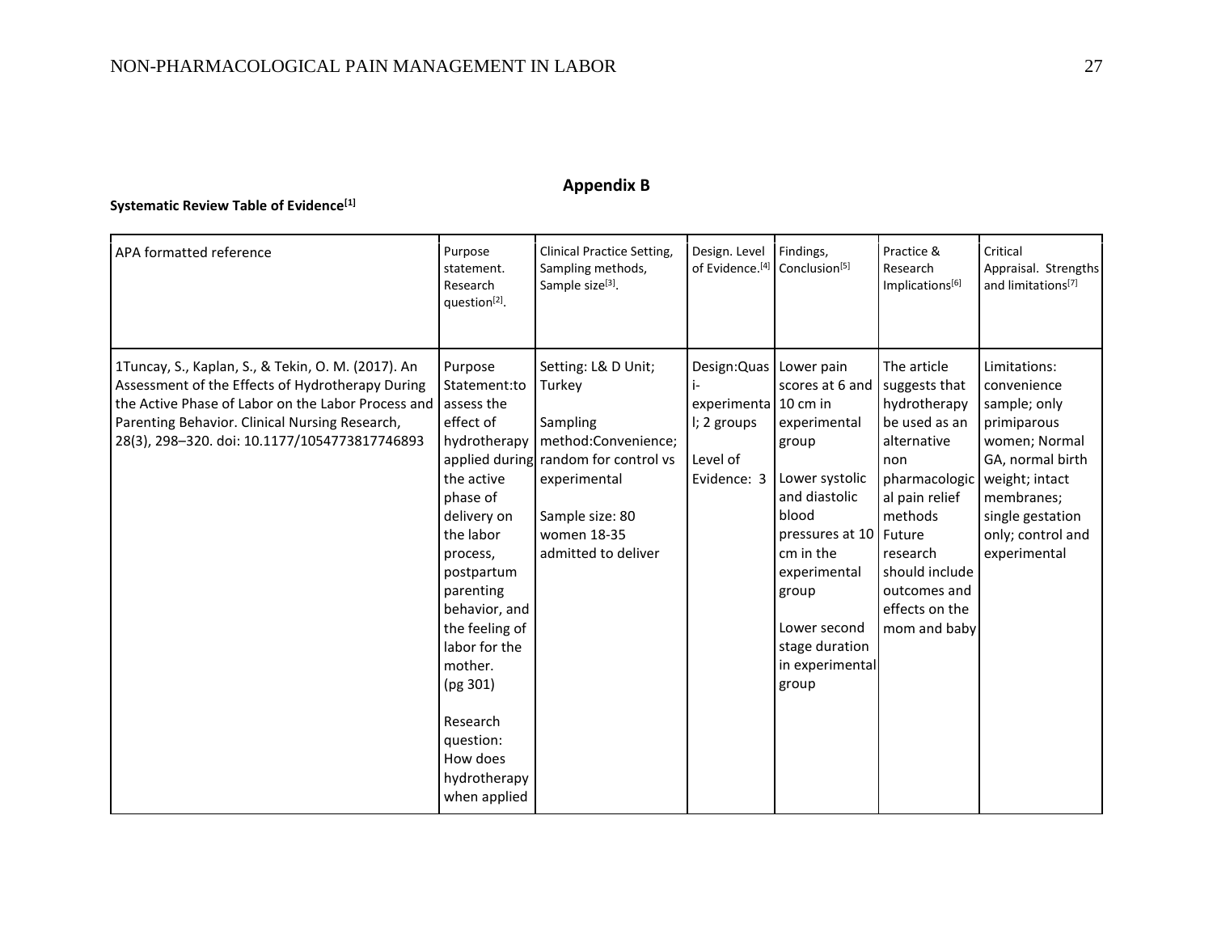## Appendix B

**Systematic Review Table of Evidence[1]**

| APA formatted reference | Purpose statement. Research question[2]. | Clinical Practice Setting, Sampling methods, Sample size[3]. | Design. Level of Evidence.[4] | Findings, Conclusion[5] | Practice & Research Implications[6] | Critical Appraisal. Strengths and limitations[7] |
|---|---|---|---|---|---|---|
| 1Tuncay, S., Kaplan, S., & Tekin, O. M. (2017). An Assessment of the Effects of Hydrotherapy During the Active Phase of Labor on the Labor Process and Parenting Behavior. Clinical Nursing Research, 28(3), 298–320. doi: 10.1177/1054773817746893 | Purpose Statement:to assess the effect of hydrotherapy applied during the active phase of delivery on the labor process, postpartum parenting behavior, and the feeling of labor for the mother. (pg 301)<br><br>Research question: How does hydrotherapy when applied | Setting: L& D Unit; Turkey<br><br>Sampling method:Convenience; random for control vs experimental<br><br>Sample size: 80 women 18-35 admitted to deliver | Design:Quasi-experimental; 2 groups<br><br>Level of Evidence: 3 | Lower pain scores at 6 and 10 cm in experimental group<br><br>Lower systolic and diastolic blood pressures at 10 cm in the experimental group<br><br>Lower second stage duration in experimental group | The article suggests that hydrotherapy be used as an alternative non pharmacological pain relief methods Future research should include outcomes and effects on the mom and baby | Limitations: convenience sample; only primiparous women; Normal GA, normal birth weight; intact membranes; single gestation only; control and experimental |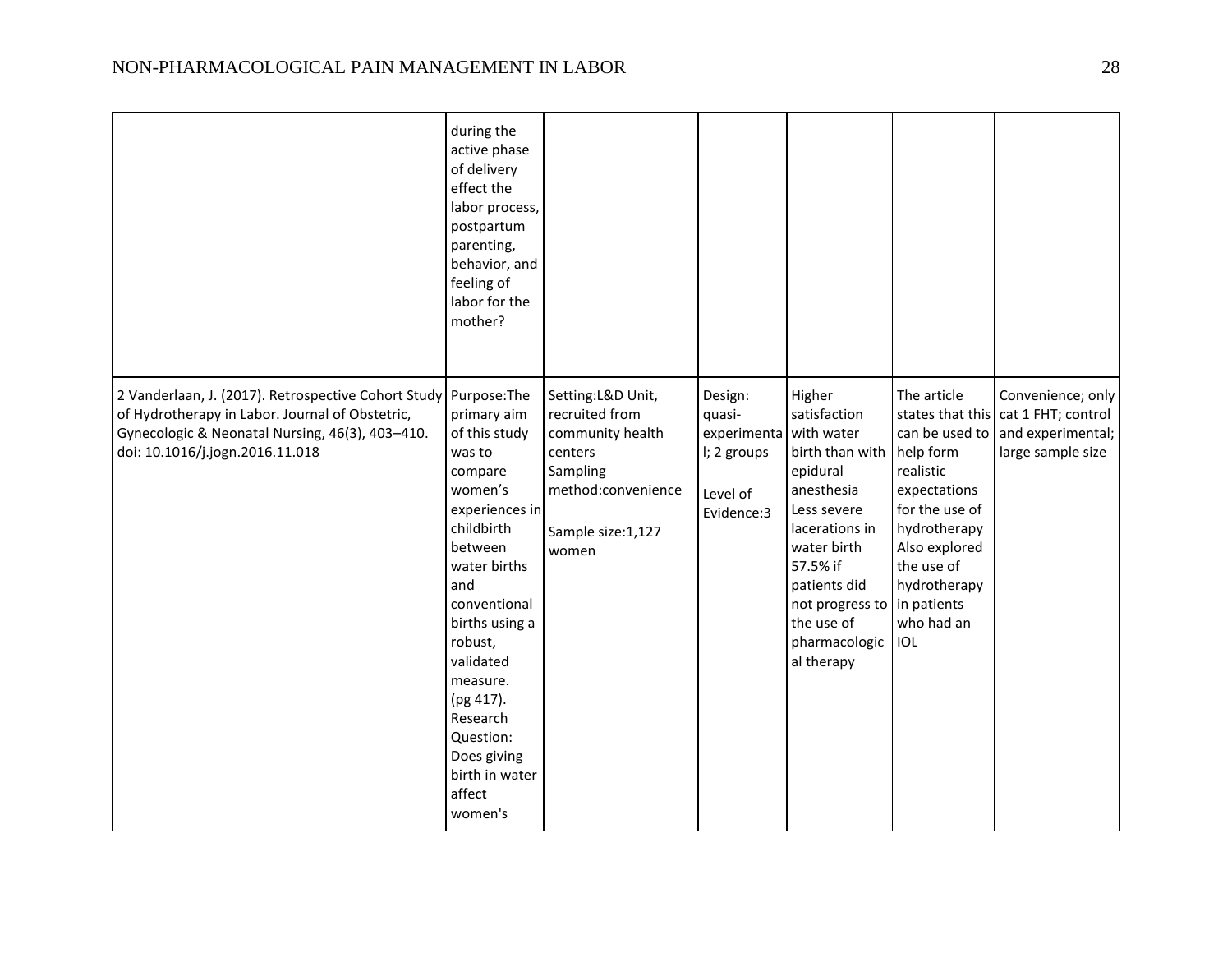|  |  |  |  |  |  |  |
|---|---|---|---|---|---|---|
|  | during the active phase of delivery effect the labor process, postpartum parenting, behavior, and feeling of labor for the mother? |  |  |  |  |  |
| 2 Vanderlaan, J. (2017). Retrospective Cohort Study of Hydrotherapy in Labor. Journal of Obstetric, Gynecologic & Neonatal Nursing, 46(3), 403–410. doi: 10.1016/j.jogn.2016.11.018 | Purpose:The primary aim of this study was to compare women's experiences in childbirth between water births and conventional births using a robust, validated measure. (pg 417). Research Question: Does giving birth in water affect women's | Setting:L&D Unit, recruited from community health centers Sampling method:convenience Sample size:1,127 women | Design: quasi-experimental; 2 groups Level of Evidence:3 | Higher satisfaction with water birth than with epidural anesthesia Less severe lacerations in water birth 57.5% if patients did not progress to the use of pharmacological therapy | The article states that this can be used to help form realistic expectations for the use of hydrotherapy Also explored the use of hydrotherapy in patients who had an IOL | Convenience; only cat 1 FHT; control and experimental; large sample size |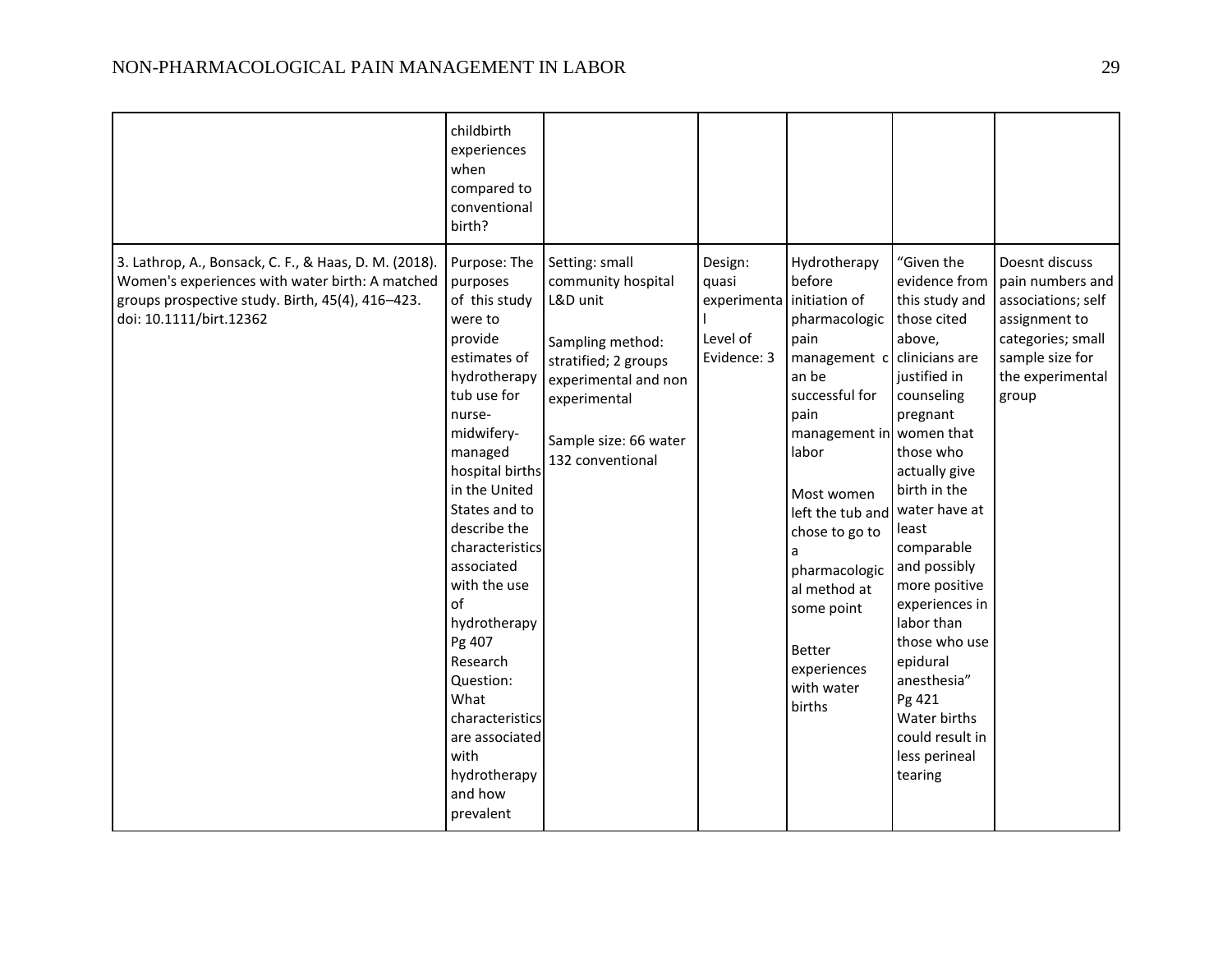| | | | | | | |
|---|---|---|---|---|---|---|
| | childbirth experiences when compared to conventional birth? | | | | | |
| 3. Lathrop, A., Bonsack, C. F., & Haas, D. M. (2018). Women's experiences with water birth: A matched groups prospective study. Birth, 45(4), 416–423. doi: 10.1111/birt.12362 | Purpose: The purposes of this study were to provide estimates of hydrotherapy tub use for nurse-midwifery-managed hospital births in the United States and to describe the characteristics associated with the use of hydrotherapy Pg 407<br>Research Question: What characteristics are associated with hydrotherapy and how prevalent | Setting: small community hospital L&D unit<br><br>Sampling method: stratified; 2 groups experimental and non experimental<br><br>Sample size: 66 water 132 conventional | Design: quasi experimental<br><br>Level of Evidence: 3 | Hydrotherapy before initiation of pharmacologic pain management can be successful for pain management in labor<br><br>Most women left the tub and chose to go to a pharmacological method at some point<br><br>Better experiences with water births | "Given the evidence from this study and those cited above, clinicians are justified in counseling pregnant women that those who actually give birth in the water have at least comparable and possibly more positive experiences in labor than those who use epidural anesthesia" Pg 421<br>Water births could result in less perineal tearing | Doesnt discuss pain numbers and associations; self assignment to categories; small sample size for the experimental group |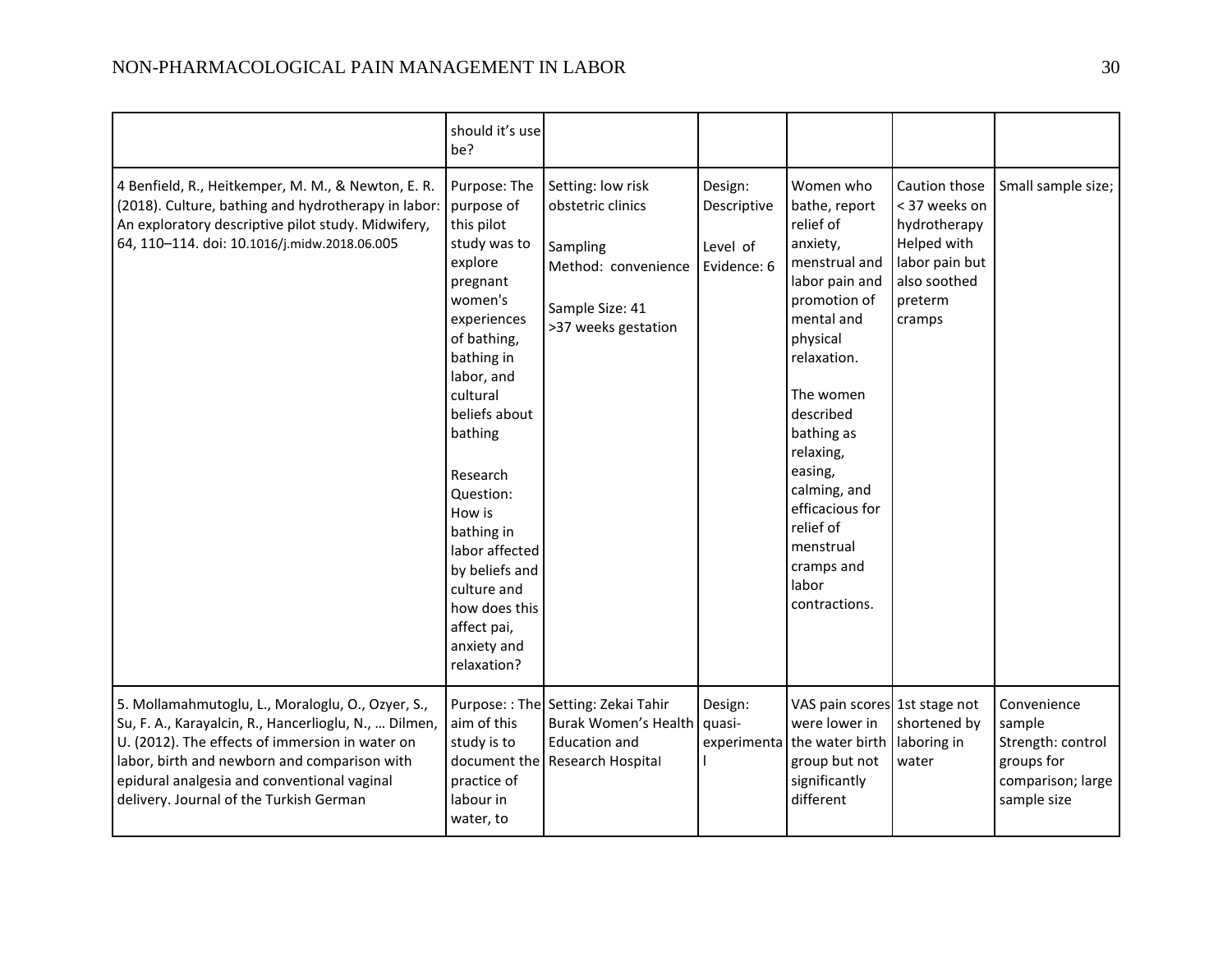| | | | | | | |
|---|---|---|---|---|---|---|
| | should it's use be? | | | | | |
| 4 Benfield, R., Heitkemper, M. M., & Newton, E. R. (2018). Culture, bathing and hydrotherapy in labor: An exploratory descriptive pilot study. Midwifery, 64, 110–114. doi: 10.1016/j.midw.2018.06.005 | Purpose: The purpose of this pilot study was to explore pregnant women's experiences of bathing, bathing in labor, and cultural beliefs about bathing<br><br>Research Question: How is bathing in labor affected by beliefs and culture and how does this affect pai, anxiety and relaxation? | Setting: low risk obstetric clinics<br><br>Sampling Method: convenience<br><br>Sample Size: 41 >37 weeks gestation | Design: Descriptive<br><br>Level of Evidence: 6 | Women who bathe, report relief of anxiety, menstrual and labor pain and promotion of mental and physical relaxation.<br><br>The women described bathing as relaxing, easing, calming, and efficacious for relief of menstrual cramps and labor contractions. | Caution those < 37 weeks on hydrotherapy Helped with labor pain but also soothed preterm cramps | Small sample size; |
| 5. Mollamahmutoglu, L., Moraloglu, O., Ozyer, S., Su, F. A., Karayalcin, R., Hancerlioglu, N., … Dilmen, U. (2012). The effects of immersion in water on labor, birth and newborn and comparison with epidural analgesia and conventional vaginal delivery. Journal of the Turkish German | Purpose: : The aim of this study is to document the practice of labour in water, to | Setting: Zekai Tahir Burak Women's Health Education and Research Hospital | Design: quasi-experimental | VAS pain scores were lower in the water birth group but not significantly different | 1st stage not shortened by laboring in water | Convenience sample Strength: control groups for comparison; large sample size |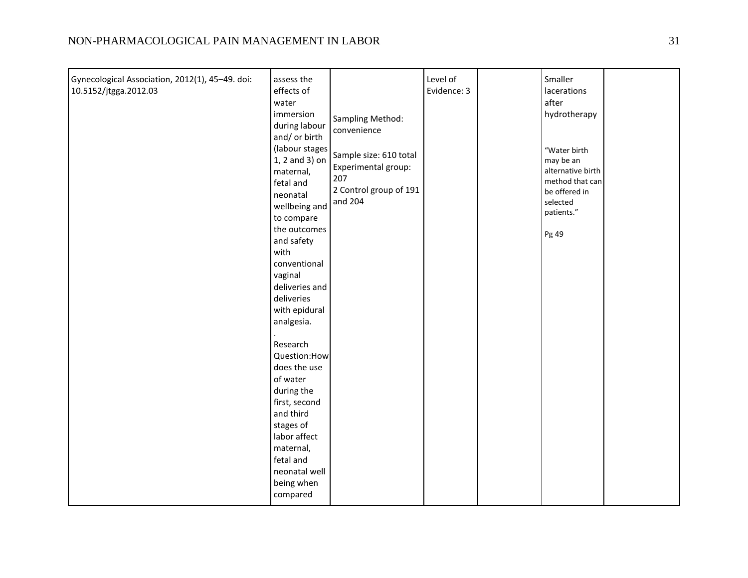| | | | | | | |
|---|---|---|---|---|---|---|
| Gynecological Association, 2012(1), 45–49. doi: 10.5152/jtgga.2012.03 | assess the effects of water immersion during labour and/ or birth (labour stages 1, 2 and 3) on maternal, fetal and neonatal wellbeing and to compare the outcomes and safety with conventional vaginal deliveries and deliveries with epidural analgesia.<br>.<br>Research Question:How does the use of water during the first, second and third stages of labor affect maternal, fetal and neonatal well being when compared | Sampling Method: convenience<br><br>Sample size: 610 total<br>Experimental group: 207<br>2 Control group of 191 and 204 | Level of Evidence: 3 | | Smaller lacerations after hydrotherapy<br><br>"Water birth may be an alternative birth method that can be offered in selected patients."<br><br>Pg 49 | |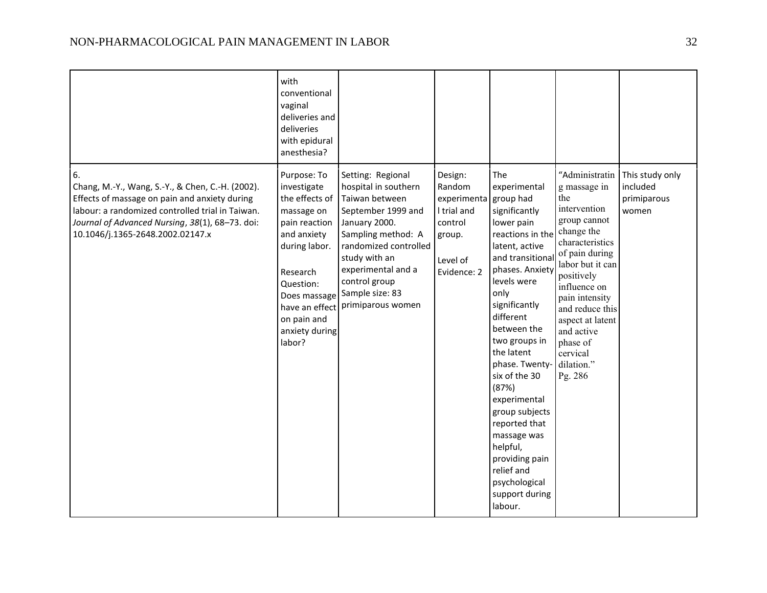| | | | | | | |
|---|---|---|---|---|---|---|
| | with conventional vaginal deliveries and deliveries with epidural anesthesia? | | | | | |
| 6. Chang, M.-Y., Wang, S.-Y., & Chen, C.-H. (2002). Effects of massage on pain and anxiety during labour: a randomized controlled trial in Taiwan. *Journal of Advanced Nursing*, *38*(1), 68–73. doi: 10.1046/j.1365-2648.2002.02147.x | Purpose: To investigate the effects of massage on pain reaction and anxiety during labor.<br><br>Research Question: Does massage have an effect on pain and anxiety during labor? | Setting: Regional hospital in southern Taiwan between September 1999 and January 2000.<br>Sampling method: A randomized controlled study with an experimental and a control group<br>Sample size: 83 primiparous women | Design: Random experimental trial and control group.<br><br>Level of Evidence: 2 | The experimental group had significantly lower pain reactions in the latent, active and transitional phases. Anxiety levels were only significantly different between the two groups in the latent phase. Twenty-six of the 30 (87%) experimental group subjects reported that massage was helpful, providing pain relief and psychological support during labour. | "Administrating massage in the intervention group cannot change the characteristics of pain during labor but it can positively influence on pain intensity and reduce this aspect at latent and active phase of cervical dilation." Pg. 286 | This study only included primiparous women |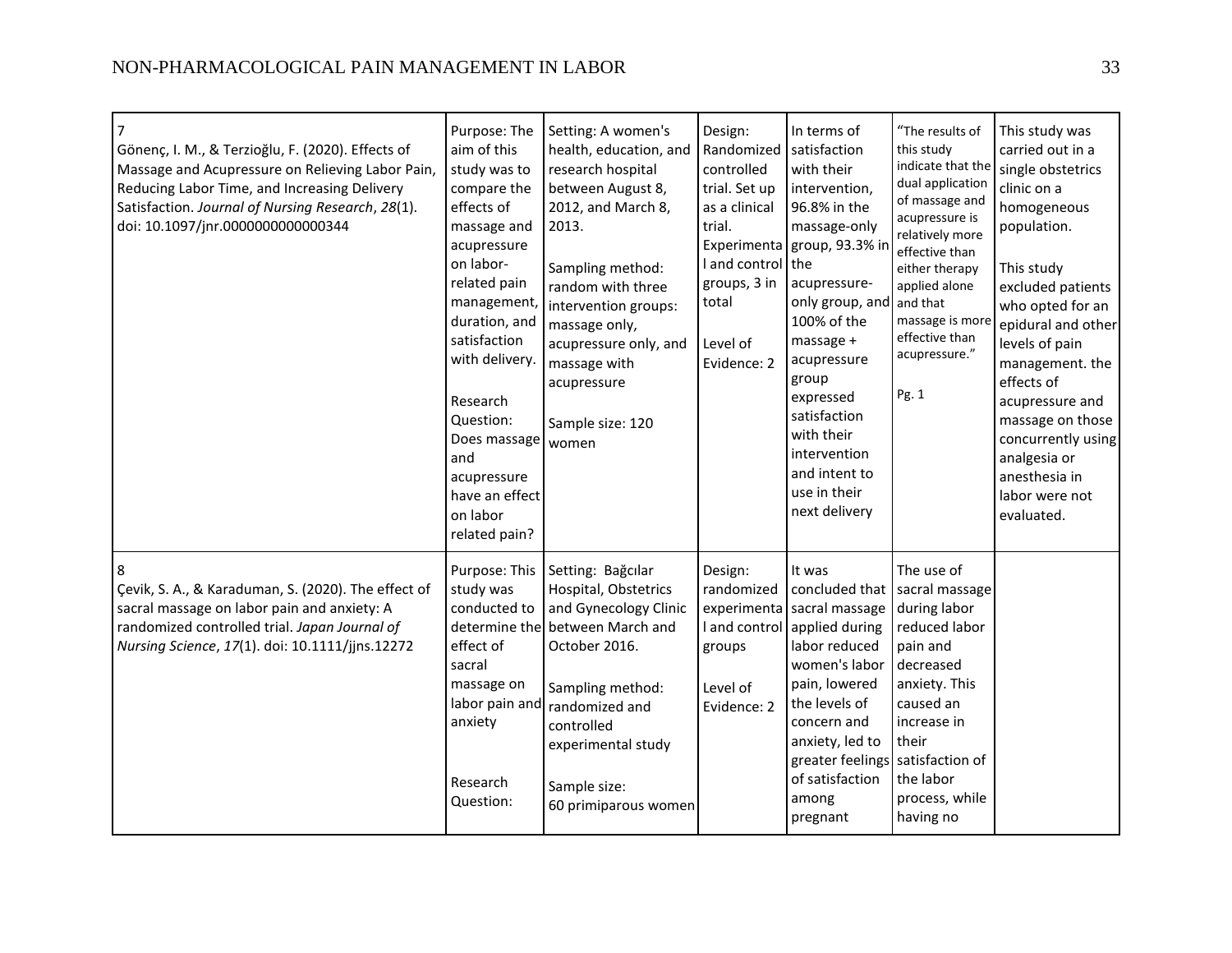| | | | | | | |
|---|---|---|---|---|---|---|
| 7<br>Gönenç, I. M., & Terzioğlu, F. (2020). Effects of Massage and Acupressure on Relieving Labor Pain, Reducing Labor Time, and Increasing Delivery Satisfaction. *Journal of Nursing Research*, *28*(1). doi: 10.1097/jnr.0000000000000344 | Purpose: The aim of this study was to compare the effects of massage and acupressure on labor-related pain management, duration, and satisfaction with delivery.<br><br>Research Question: Does massage and acupressure have an effect on labor related pain? | Setting: A women's health, education, and research hospital between August 8, 2012, and March 8, 2013.<br><br>Sampling method: random with three intervention groups: massage only, acupressure only, and massage with acupressure<br><br>Sample size: 120 women | Design: Randomized controlled trial. Set up as a clinical trial. Experimental and control groups, 3 in total<br><br>Level of Evidence: 2 | In terms of satisfaction with their intervention, 96.8% in the massage-only group, 93.3% in the acupressure-only group, and 100% of the massage + acupressure group expressed satisfaction with their intervention and intent to use in their next delivery | "The results of this study indicate that the dual application of massage and acupressure is relatively more effective than either therapy applied alone and that massage is more effective than acupressure."<br><br>Pg. 1 | This study was carried out in a single obstetrics clinic on a homogeneous population.<br><br>This study excluded patients who opted for an epidural and other levels of pain management. the effects of acupressure and massage on those concurrently using analgesia or anesthesia in labor were not evaluated. |
| 8<br>Çevik, S. A., & Karaduman, S. (2020). The effect of sacral massage on labor pain and anxiety: A randomized controlled trial. *Japan Journal of Nursing Science*, *17*(1). doi: 10.1111/jjns.12272 | Purpose: This study was conducted to determine the effect of sacral massage on labor pain and anxiety<br><br>Research Question: | Setting: Bağcılar Hospital, Obstetrics and Gynecology Clinic between March and October 2016.<br><br>Sampling method: randomized and controlled experimental study<br><br>Sample size: 60 primiparous women | Design: randomized experimental and control groups<br><br>Level of Evidence: 2 | It was concluded that sacral massage applied during labor reduced women's labor pain, lowered the levels of concern and anxiety, led to greater feelings of satisfaction among pregnant | The use of sacral massage during labor reduced labor pain and decreased anxiety. This caused an increase in their satisfaction of the labor process, while having no | |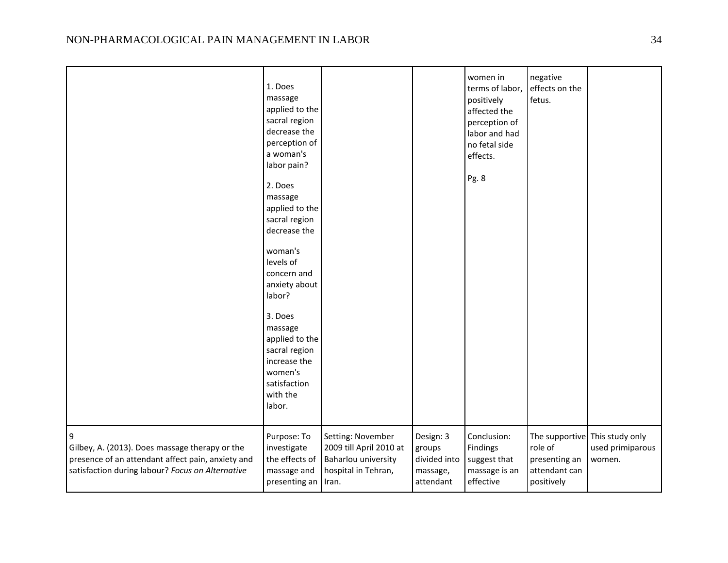| | | | | | | |
|---|---|---|---|---|---|---|
| | 1. Does massage applied to the sacral region decrease the perception of a woman's labor pain?<br><br>2. Does massage applied to the sacral region decrease the woman's levels of concern and anxiety about labor?<br><br>3. Does massage applied to the sacral region increase the women's satisfaction with the labor. | | | women in terms of labor, positively affected the perception of labor and had no fetal side effects.<br><br>Pg. 8 | negative effects on the fetus. | |
| 9<br>Gilbey, A. (2013). Does massage therapy or the presence of an attendant affect pain, anxiety and satisfaction during labour? *Focus on Alternative* | Purpose: To investigate the effects of massage and presenting an | Setting: November 2009 till April 2010 at Baharlou university hospital in Tehran, Iran. | Design: 3 groups divided into massage, attendant | Conclusion: Findings suggest that massage is an effective | The supportive role of presenting an attendant can positively | This study only used primiparous women. |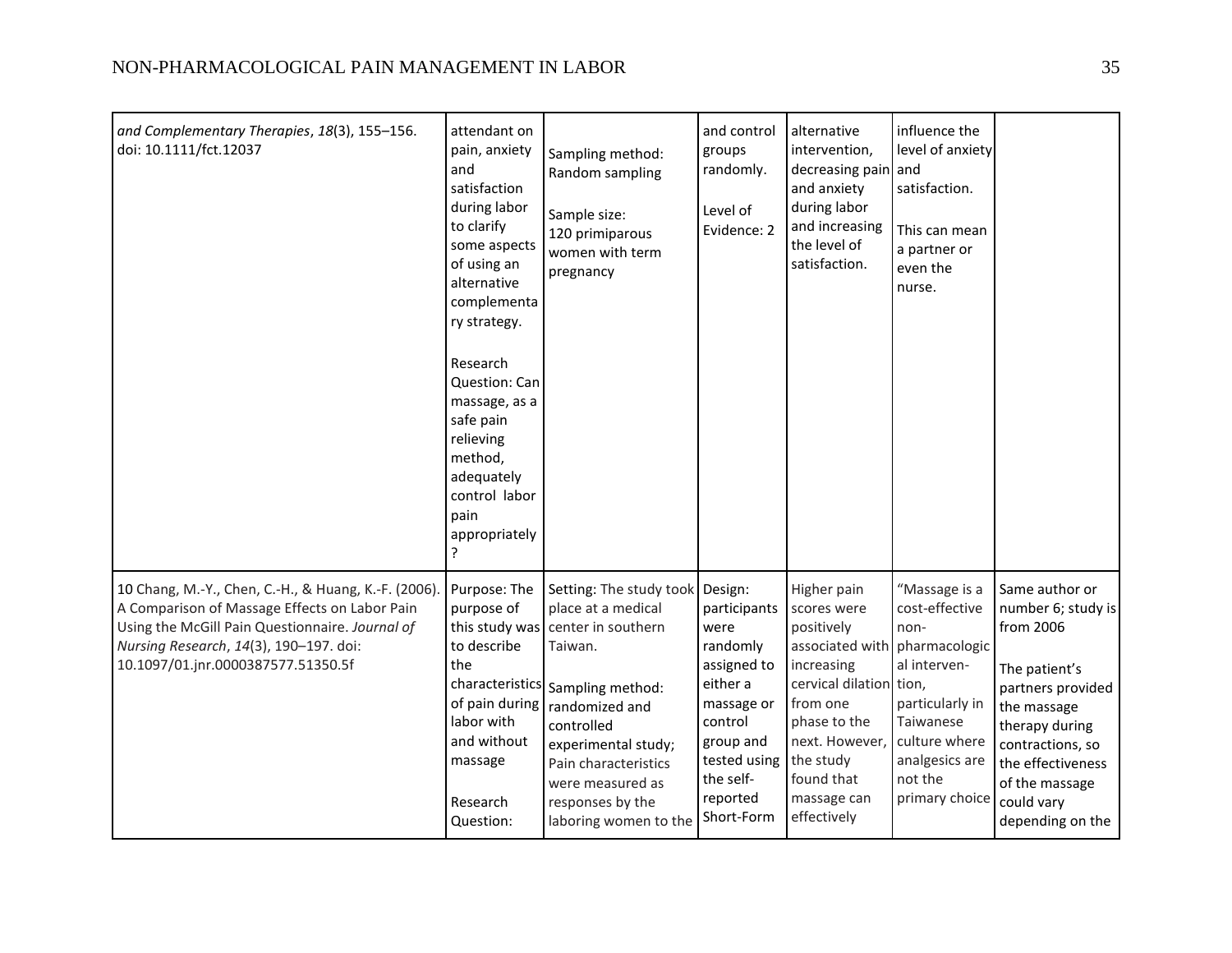| | | | | | | |
|---|---|---|---|---|---|---|
| *and Complementary Therapies*, *18*(3), 155–156. doi: 10.1111/fct.12037 | attendant on pain, anxiety and satisfaction during labor to clarify some aspects of using an alternative complementary strategy.<br><br>Research Question: Can massage, as a safe pain relieving method, adequately control labor pain appropriately? | Sampling method: Random sampling<br><br>Sample size: 120 primiparous women with term pregnancy | and control groups randomly.<br><br>Level of Evidence: 2 | alternative intervention, decreasing pain and anxiety during labor and increasing the level of satisfaction. | influence the level of anxiety and satisfaction.<br><br>This can mean a partner or even the nurse. | |
| 10 Chang, M.-Y., Chen, C.-H., & Huang, K.-F. (2006). A Comparison of Massage Effects on Labor Pain Using the McGill Pain Questionnaire. *Journal of Nursing Research*, *14*(3), 190–197. doi: 10.1097/01.jnr.0000387577.51350.5f | Purpose: The purpose of this study was to describe the characteristics of pain during labor with and without massage<br><br>Research Question: | Setting: The study took place at a medical center in southern Taiwan.<br><br>Sampling method: randomized and controlled experimental study; Pain characteristics were measured as responses by the laboring women to the | Design: participants were randomly assigned to either a massage or control group and tested using the self-reported Short-Form | Higher pain scores were positively associated with increasing cervical dilation from one phase to the next. However, the study found that massage can effectively | "Massage is a cost-effective non-pharmacological interven-tion, particularly in Taiwanese culture where analgesics are not the primary choice | Same author or number 6; study is from 2006<br><br>The patient's partners provided the massage therapy during contractions, so the effectiveness of the massage could vary depending on the |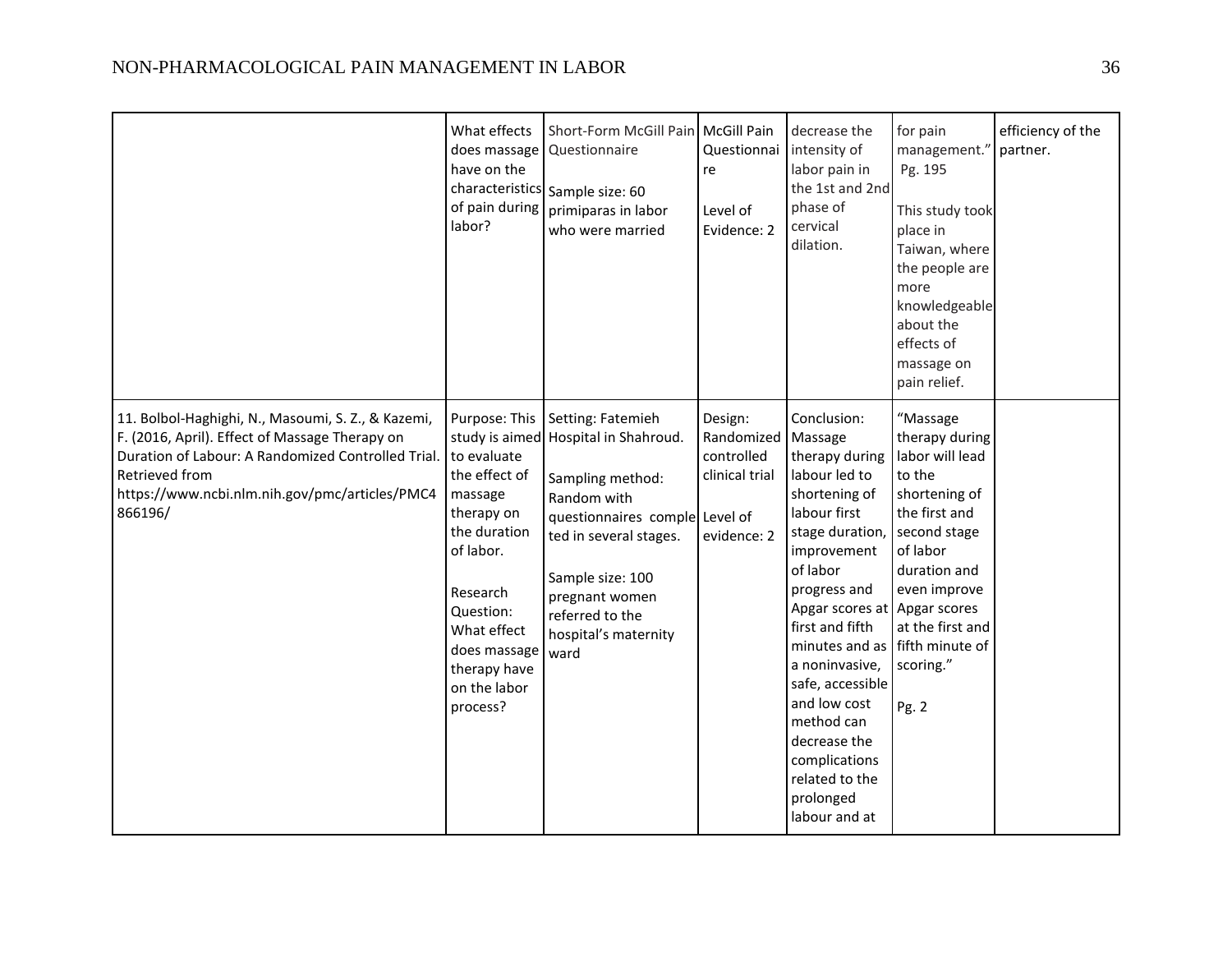| | | | | | | |
|---|---|---|---|---|---|---|
| | What effects does massage have on the characteristics of pain during labor? | Short-Form McGill Pain Questionnaire<br><br>Sample size: 60 primiparas in labor who were married | McGill Pain Questionnaire<br><br>Level of Evidence: 2 | decrease the intensity of labor pain in the 1st and 2nd phase of cervical dilation. | for pain management." Pg. 195<br><br>This study took place in Taiwan, where the people are more knowledgeable about the effects of massage on pain relief. | efficiency of the partner. |
| 11. Bolbol-Haghighi, N., Masoumi, S. Z., & Kazemi, F. (2016, April). Effect of Massage Therapy on Duration of Labour: A Randomized Controlled Trial. Retrieved from https://www.ncbi.nlm.nih.gov/pmc/articles/PMC4866196/ | Purpose: This study is aimed to evaluate the effect of massage therapy on the duration of labor.<br><br>Research Question: What effect does massage therapy have on the labor process? | Setting: Fatemieh Hospital in Shahroud.<br><br>Sampling method: Random with questionnaires completed in several stages.<br><br>Sample size: 100 pregnant women referred to the hospital's maternity ward | Design: Randomized controlled clinical trial<br><br>Level of evidence: 2 | Conclusion: Massage therapy during labour led to shortening of labour first stage duration, improvement of labor progress and Apgar scores at first and fifth minutes and as a noninvasive, safe, accessible and low cost method can decrease the complications related to the prolonged labour and at | "Massage therapy during labor will lead to the shortening of the first and second stage of labor duration and even improve Apgar scores at the first and fifth minute of scoring."<br><br>Pg. 2 | |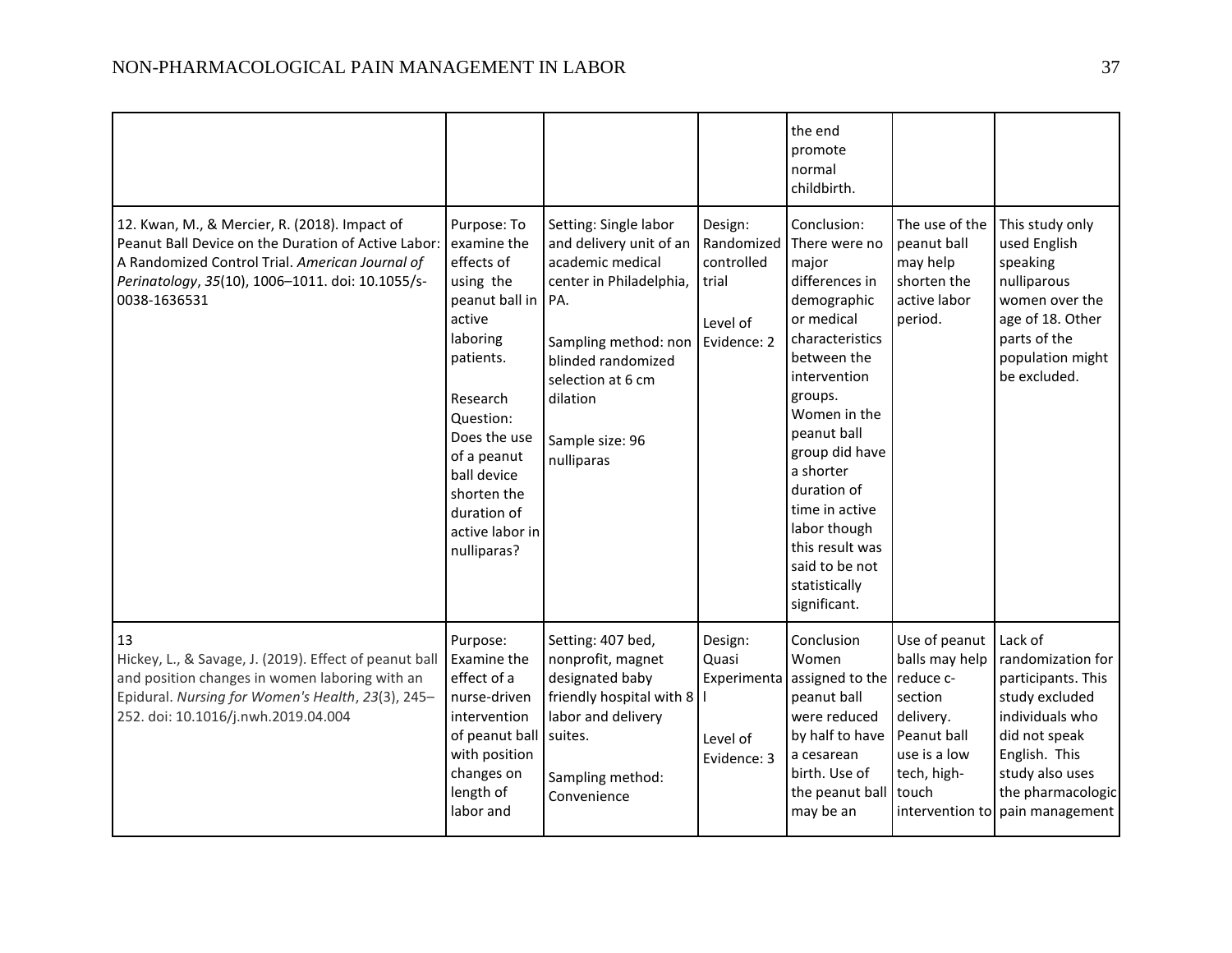| | | | | | | |
|---|---|---|---|---|---|---|
| | | | | the end promote normal childbirth. | | |
| 12. Kwan, M., & Mercier, R. (2018). Impact of Peanut Ball Device on the Duration of Active Labor: A Randomized Control Trial. *American Journal of Perinatology*, *35*(10), 1006–1011. doi: 10.1055/s-0038-1636531 | Purpose: To examine the effects of using the peanut ball in active laboring patients.<br><br>Research Question: Does the use of a peanut ball device shorten the duration of active labor in nulliparas? | Setting: Single labor and delivery unit of an academic medical center in Philadelphia, PA.<br><br>Sampling method: non blinded randomized selection at 6 cm dilation<br><br>Sample size: 96 nulliparas | Design: Randomized controlled trial<br><br>Level of Evidence: 2 | Conclusion: There were no major differences in demographic or medical characteristics between the intervention groups. Women in the peanut ball group did have a shorter duration of time in active labor though this result was said to be not statistically significant. | The use of the peanut ball may help shorten the active labor period. | This study only used English speaking nulliparous women over the age of 18. Other parts of the population might be excluded. |
| 13<br>Hickey, L., & Savage, J. (2019). Effect of peanut ball and position changes in women laboring with an Epidural. *Nursing for Women's Health*, *23*(3), 245–252. doi: 10.1016/j.nwh.2019.04.004 | Purpose: Examine the effect of a nurse-driven intervention of peanut ball with position changes on length of labor and | Setting: 407 bed, nonprofit, magnet designated baby friendly hospital with 8 labor and delivery suites.<br><br>Sampling method: Convenience | Design: Quasi Experimental<br><br>Level of Evidence: 3 | Conclusion Women assigned to the peanut ball were reduced by half to have a cesarean birth. Use of the peanut ball may be an | Use of peanut balls may help reduce c-section delivery. Peanut ball use is a low tech, high-touch intervention to | Lack of randomization for participants. This study excluded individuals who did not speak English. This study also uses the pharmacologic pain management |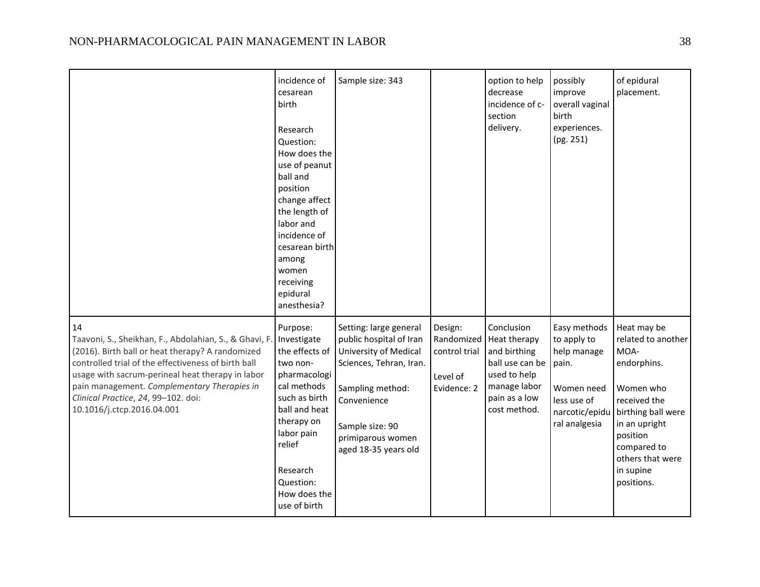| | incidence of cesarean birth<br><br>Research Question: How does the use of peanut ball and position change affect the length of labor and incidence of cesarean birth among women receiving epidural anesthesia? | Sample size: 343 | | option to help decrease incidence of c-section delivery. | possibly improve overall vaginal birth experiences. (pg. 251) | of epidural placement. |
|---|---|---|---|---|---|---|
| 14<br>Taavoni, S., Sheikhan, F., Abdolahian, S., & Ghavi, F. (2016). Birth ball or heat therapy? A randomized controlled trial of the effectiveness of birth ball usage with sacrum-perineal heat therapy in labor pain management. *Complementary Therapies in Clinical Practice*, *24*, 99–102. doi: 10.1016/j.ctcp.2016.04.001 | Purpose: Investigate the effects of two non-pharmacological methods such as birth ball and heat therapy on labor pain relief<br><br>Research Question: How does the use of birth | Setting: large general public hospital of Iran University of Medical Sciences, Tehran, Iran.<br><br>Sampling method: Convenience<br><br>Sample size: 90 primiparous women aged 18-35 years old | Design: Randomized control trial<br><br>Level of Evidence: 2 | Conclusion Heat therapy and birthing ball use can be used to help manage labor pain as a low cost method. | Easy methods to apply to help manage pain.<br><br>Women need less use of narcotic/epidural analgesia | Heat may be related to another MOA-endorphins.<br><br>Women who received the birthing ball were in an upright position compared to others that were in supine positions. |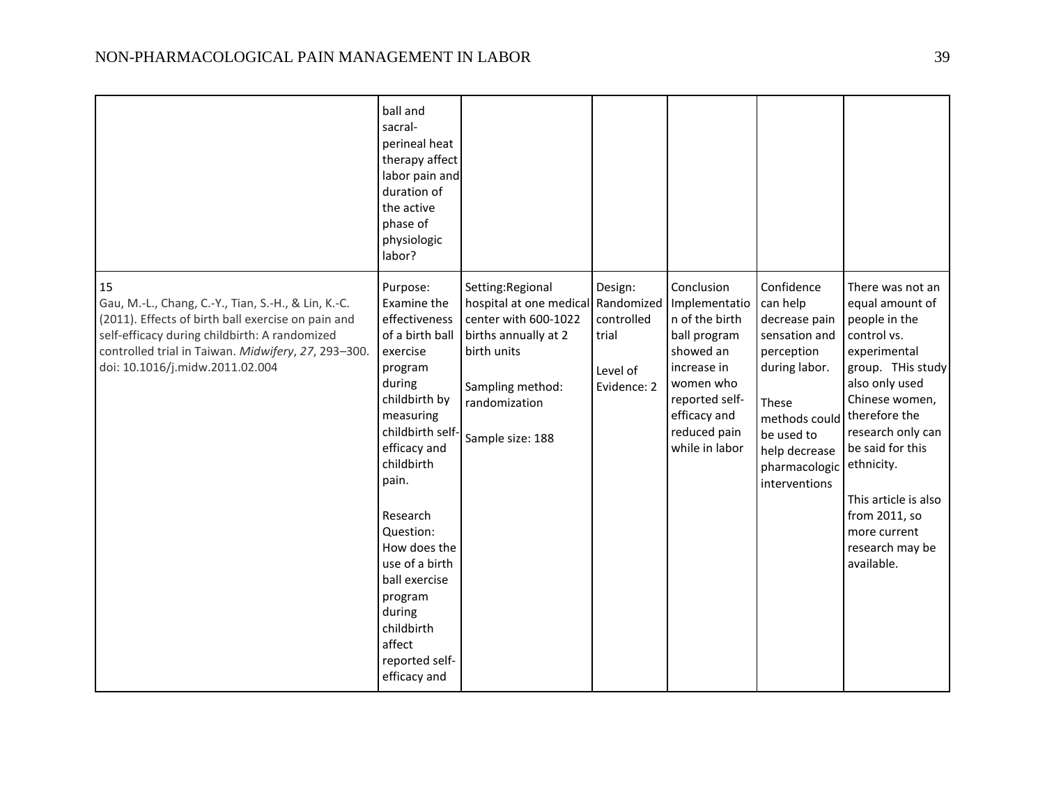| | | | | | | |
|---|---|---|---|---|---|---|
| | ball and sacral-perineal heat therapy affect labor pain and duration of the active phase of physiologic labor? | | | | | |
| 15<br>Gau, M.-L., Chang, C.-Y., Tian, S.-H., & Lin, K.-C. (2011). Effects of birth ball exercise on pain and self-efficacy during childbirth: A randomized controlled trial in Taiwan. *Midwifery*, *27*, 293–300. doi: 10.1016/j.midw.2011.02.004 | Purpose: Examine the effectiveness of a birth ball exercise program during childbirth by measuring childbirth self-efficacy and childbirth pain.<br><br>Research Question: How does the use of a birth ball exercise program during childbirth affect reported self-efficacy and | Setting:Regional hospital at one medical center with 600-1022 births annually at 2 birth units<br><br>Sampling method: randomization<br><br>Sample size: 188 | Design: Randomized controlled trial<br><br>Level of Evidence: 2 | Conclusion Implementation of the birth ball program showed an increase in women who reported self-efficacy and reduced pain while in labor | Confidence can help decrease pain sensation and perception during labor.<br><br>These methods could be used to help decrease pharmacologic interventions | There was not an equal amount of people in the control vs. experimental group. THis study also only used Chinese women, therefore the research only can be said for this ethnicity.<br><br>This article is also from 2011, so more current research may be available. |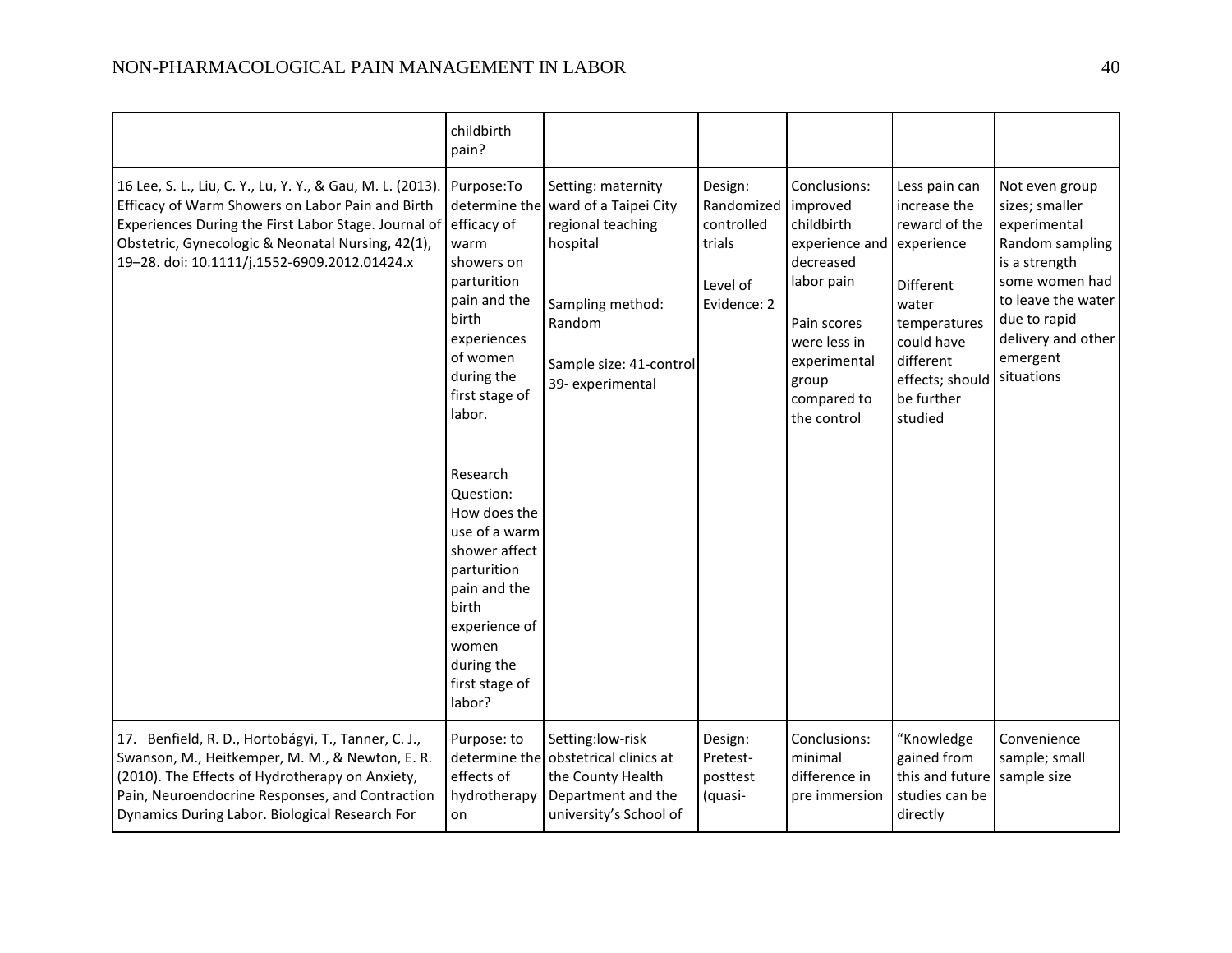| | | | | | | |
|---|---|---|---|---|---|---|
| | childbirth pain? | | | | | |
| 16 Lee, S. L., Liu, C. Y., Lu, Y. Y., & Gau, M. L. (2013). Efficacy of Warm Showers on Labor Pain and Birth Experiences During the First Labor Stage. Journal of Obstetric, Gynecologic & Neonatal Nursing, 42(1), 19–28. doi: 10.1111/j.1552-6909.2012.01424.x | Purpose:To determine the efficacy of warm showers on parturition pain and the birth experiences of women during the first stage of labor.<br><br>Research Question: How does the use of a warm shower affect parturition pain and the birth experience of women during the first stage of labor? | Setting: maternity ward of a Taipei City regional teaching hospital<br><br>Sampling method: Random<br><br>Sample size: 41-control 39- experimental | Design: Randomized controlled trials<br><br>Level of Evidence: 2 | Conclusions: improved childbirth experience and decreased labor pain<br><br>Pain scores were less in experimental group compared to the control | Less pain can increase the reward of the experience<br><br>Different water temperatures could have different effects; should be further studied | Not even group sizes; smaller experimental Random sampling is a strength some women had to leave the water due to rapid delivery and other emergent situations |
| 17. Benfield, R. D., Hortobágyi, T., Tanner, C. J., Swanson, M., Heitkemper, M. M., & Newton, E. R. (2010). The Effects of Hydrotherapy on Anxiety, Pain, Neuroendocrine Responses, and Contraction Dynamics During Labor. Biological Research For | Purpose: to determine the effects of hydrotherapy on | Setting:low-risk obstetrical clinics at the County Health Department and the university's School of | Design: Pretest-posttest (quasi- | Conclusions: minimal difference in pre immersion | "Knowledge gained from this and future studies can be directly | Convenience sample; small sample size |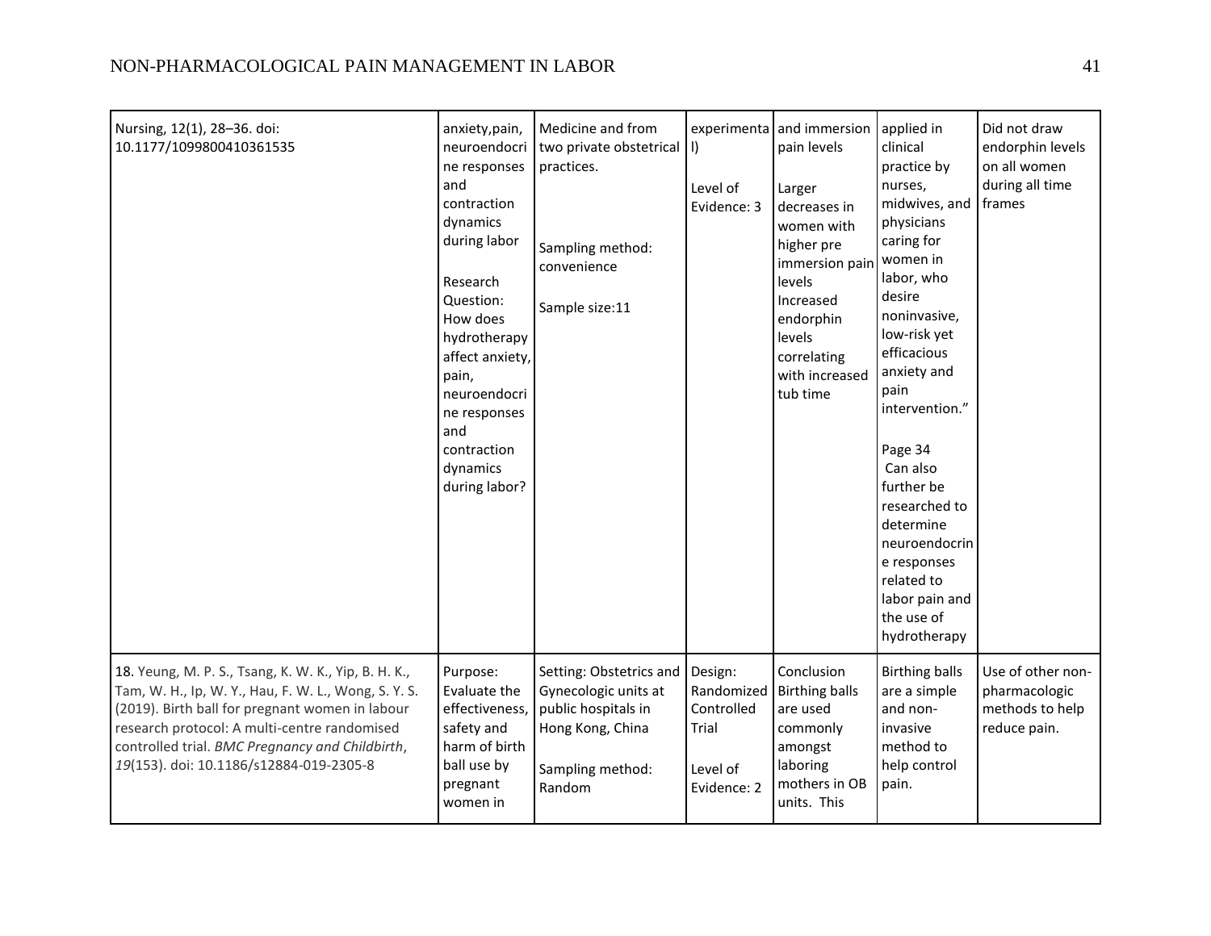| | | | | | | |
|---|---|---|---|---|---|---|
| Nursing, 12(1), 28–36. doi: 10.1177/1099800410361535 | anxiety,pain, neuroendocrine responses and contraction dynamics during labor<br><br>Research Question: How does hydrotherapy affect anxiety, pain, neuroendocrine responses and contraction dynamics during labor? | Medicine and from two private obstetrical practices.<br><br>Sampling method: convenience<br><br>Sample size:11 | experimental)<br><br>Level of Evidence: 3 | and immersion pain levels<br><br>Larger decreases in women with higher pre immersion pain levels Increased endorphin levels correlating with increased tub time | applied in clinical practice by nurses, midwives, and physicians caring for women in labor, who desire noninvasive, low-risk yet efficacious anxiety and pain intervention."<br><br>Page 34 Can also further be researched to determine neuroendocrine responses related to labor pain and the use of hydrotherapy | Did not draw endorphin levels on all women during all time frames |
| 18. Yeung, M. P. S., Tsang, K. W. K., Yip, B. H. K., Tam, W. H., Ip, W. Y., Hau, F. W. L., Wong, S. Y. S. (2019). Birth ball for pregnant women in labour research protocol: A multi-centre randomised controlled trial. *BMC Pregnancy and Childbirth*, *19*(153). doi: 10.1186/s12884-019-2305-8 | Purpose: Evaluate the effectiveness, safety and harm of birth ball use by pregnant women in | Setting: Obstetrics and Gynecologic units at public hospitals in Hong Kong, China<br><br>Sampling method: Random | Design: Randomized Controlled Trial<br><br>Level of Evidence: 2 | Conclusion Birthing balls are used commonly amongst laboring mothers in OB units. This | Birthing balls are a simple and non-invasive method to help control pain. | Use of other non-pharmacologic methods to help reduce pain. |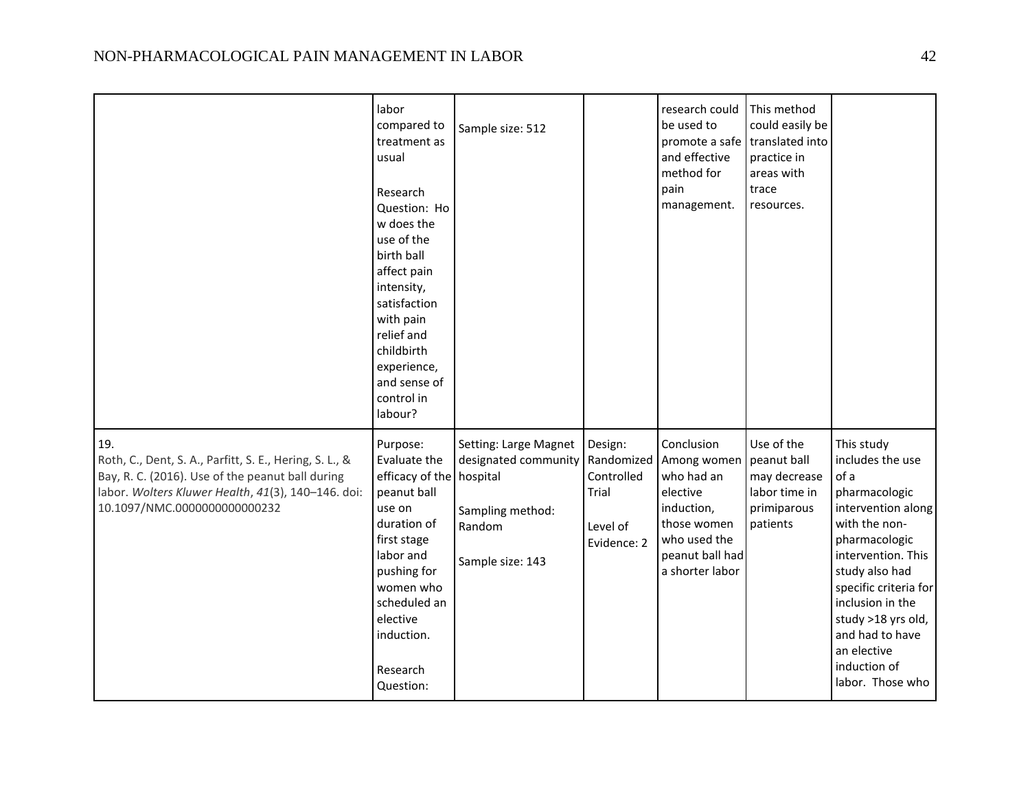| | | | | | | |
|---|---|---|---|---|---|---|
| | labor compared to treatment as usual<br><br>Research Question: How does the use of the birth ball affect pain intensity, satisfaction with pain relief and childbirth experience, and sense of control in labour? | Sample size: 512 | | research could be used to promote a safe and effective method for pain management. | This method could easily be translated into practice in areas with trace resources. | |
| 19.<br>Roth, C., Dent, S. A., Parfitt, S. E., Hering, S. L., & Bay, R. C. (2016). Use of the peanut ball during labor. *Wolters Kluwer Health*, *41*(3), 140–146. doi: 10.1097/NMC.0000000000000232 | Purpose: Evaluate the efficacy of the peanut ball use on duration of first stage labor and pushing for women who scheduled an elective induction.<br><br>Research Question: | Setting: Large Magnet designated community hospital<br><br>Sampling method: Random<br><br>Sample size: 143 | Design: Randomized Controlled Trial<br><br>Level of Evidence: 2 | Conclusion Among women who had an elective induction, those women who used the peanut ball had a shorter labor | Use of the peanut ball may decrease labor time in primiparous patients | This study includes the use of a pharmacologic intervention along with the non-pharmacologic intervention. This study also had specific criteria for inclusion in the study >18 yrs old, and had to have an elective induction of labor. Those who |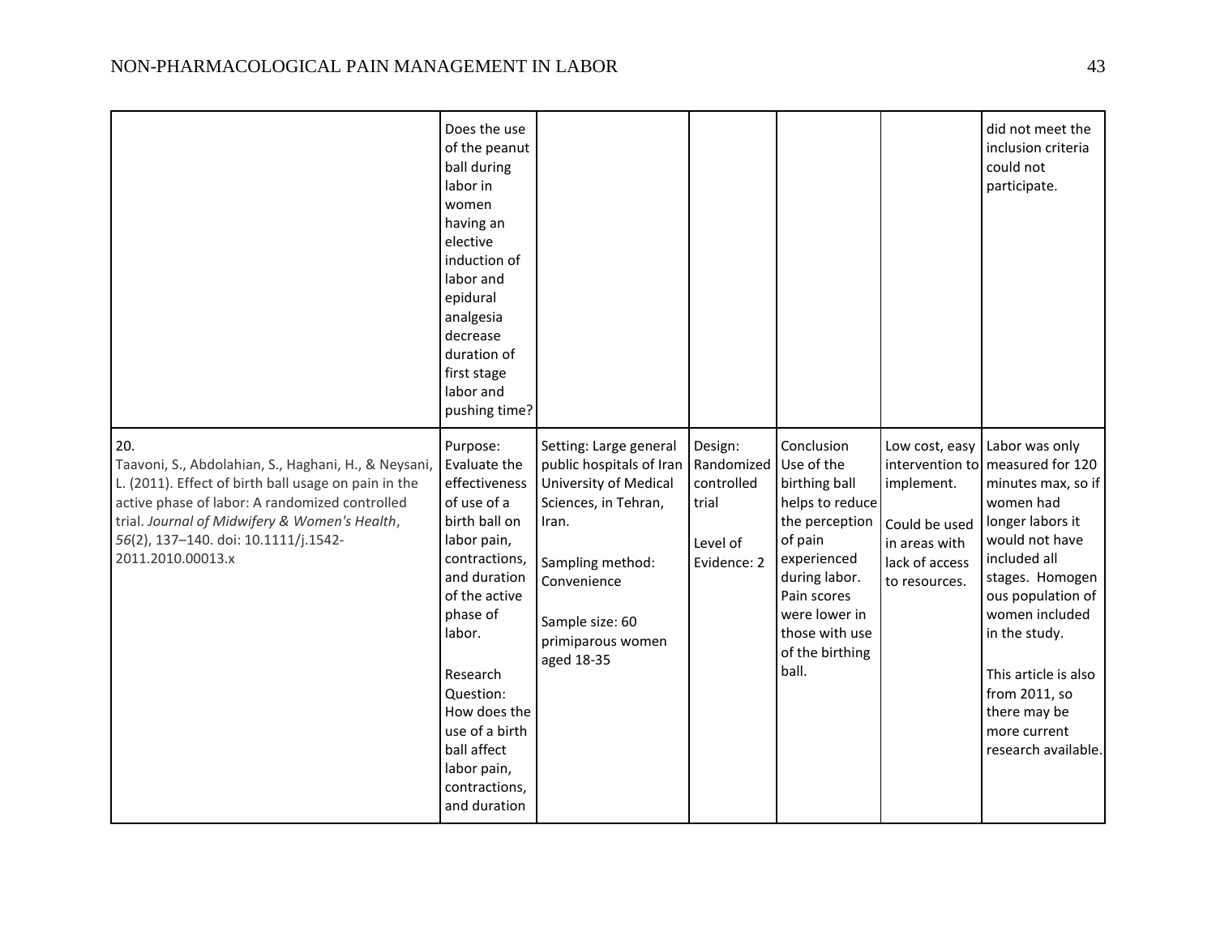| | | | | | | |
|---|---|---|---|---|---|---|
| | Does the use of the peanut ball during labor in women having an elective induction of labor and epidural analgesia decrease duration of first stage labor and pushing time? | | | | | did not meet the inclusion criteria could not participate. |
| 20. Taavoni, S., Abdolahian, S., Haghani, H., & Neysani, L. (2011). Effect of birth ball usage on pain in the active phase of labor: A randomized controlled trial. *Journal of Midwifery & Women's Health*, *56*(2), 137–140. doi: 10.1111/j.1542-2011.2010.00013.x | Purpose: Evaluate the effectiveness of use of a birth ball on labor pain, contractions, and duration of the active phase of labor.<br><br>Research Question: How does the use of a birth ball affect labor pain, contractions, and duration | Setting: Large general public hospitals of Iran University of Medical Sciences, in Tehran, Iran.<br><br>Sampling method: Convenience<br><br>Sample size: 60 primiparous women aged 18-35 | Design: Randomized controlled trial<br><br>Level of Evidence: 2 | Conclusion Use of the birthing ball helps to reduce the perception of pain experienced during labor. Pain scores were lower in those with use of the birthing ball. | Low cost, easy intervention to implement.<br><br>Could be used in areas with lack of access to resources. | Labor was only measured for 120 minutes max, so if women had longer labors it would not have included all stages. Homogenous population of women included in the study.<br><br>This article is also from 2011, so there may be more current research available. |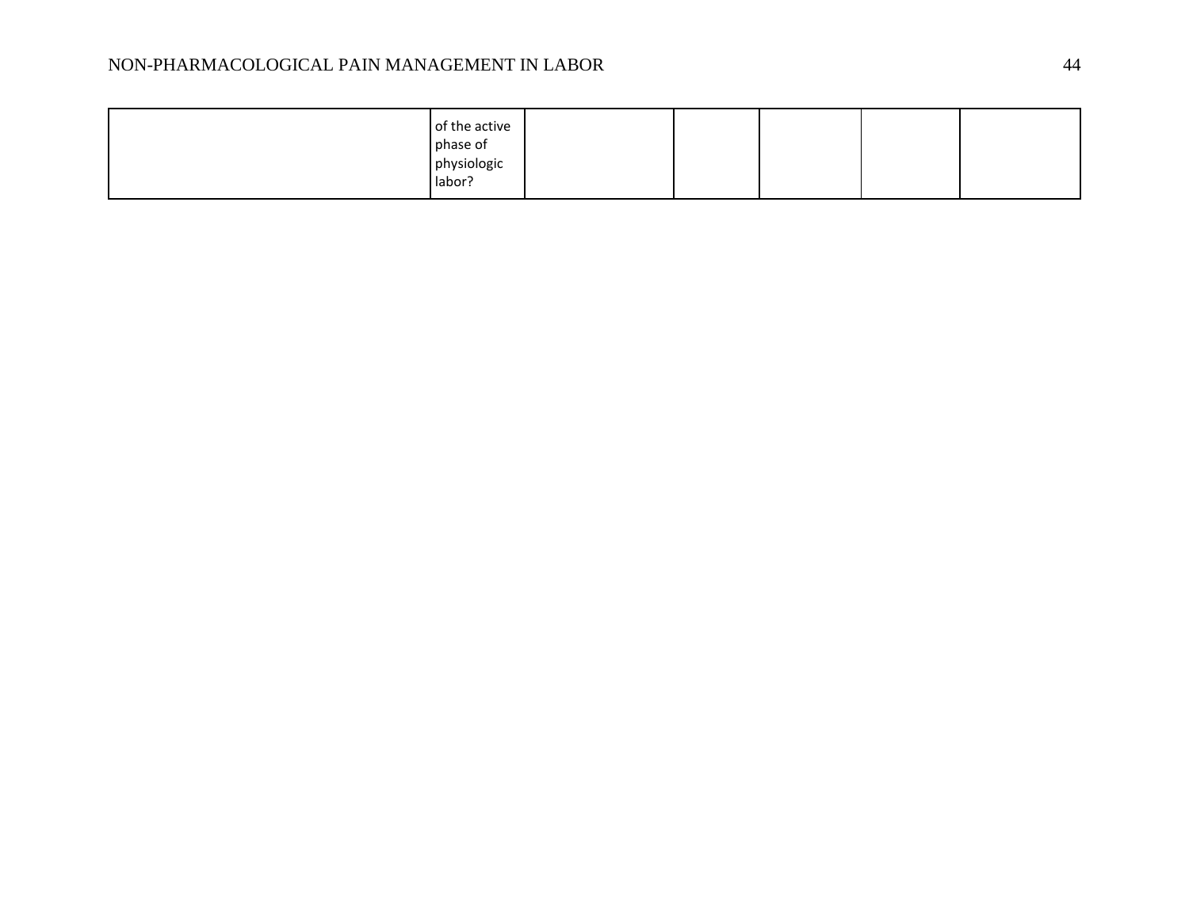| | | | | | | |
|---|---|---|---|---|---|---|
| | of the active phase of physiologic labor? | | | | | |